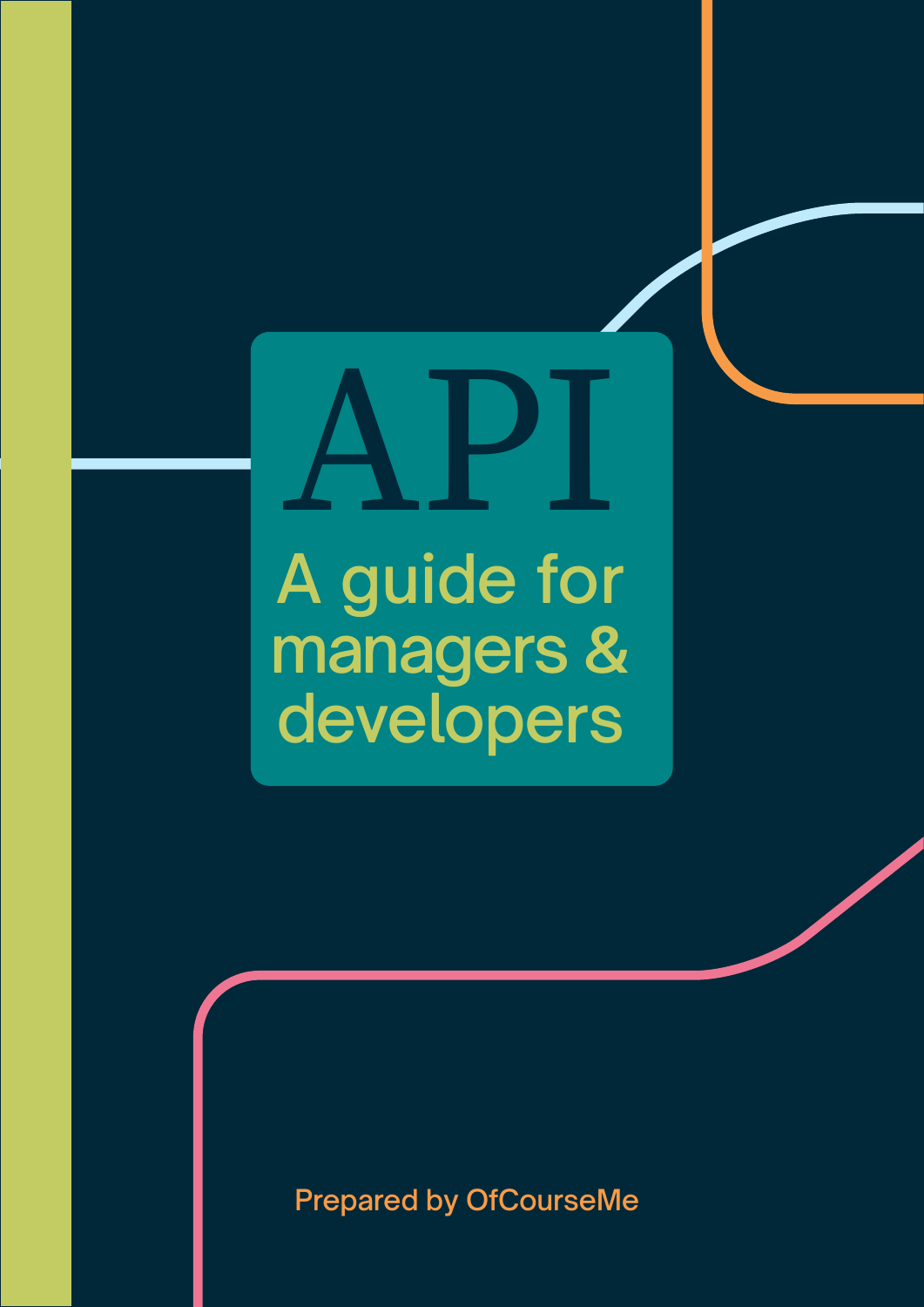# API

## A guide for managers & developers

Prepared by OfCourseMe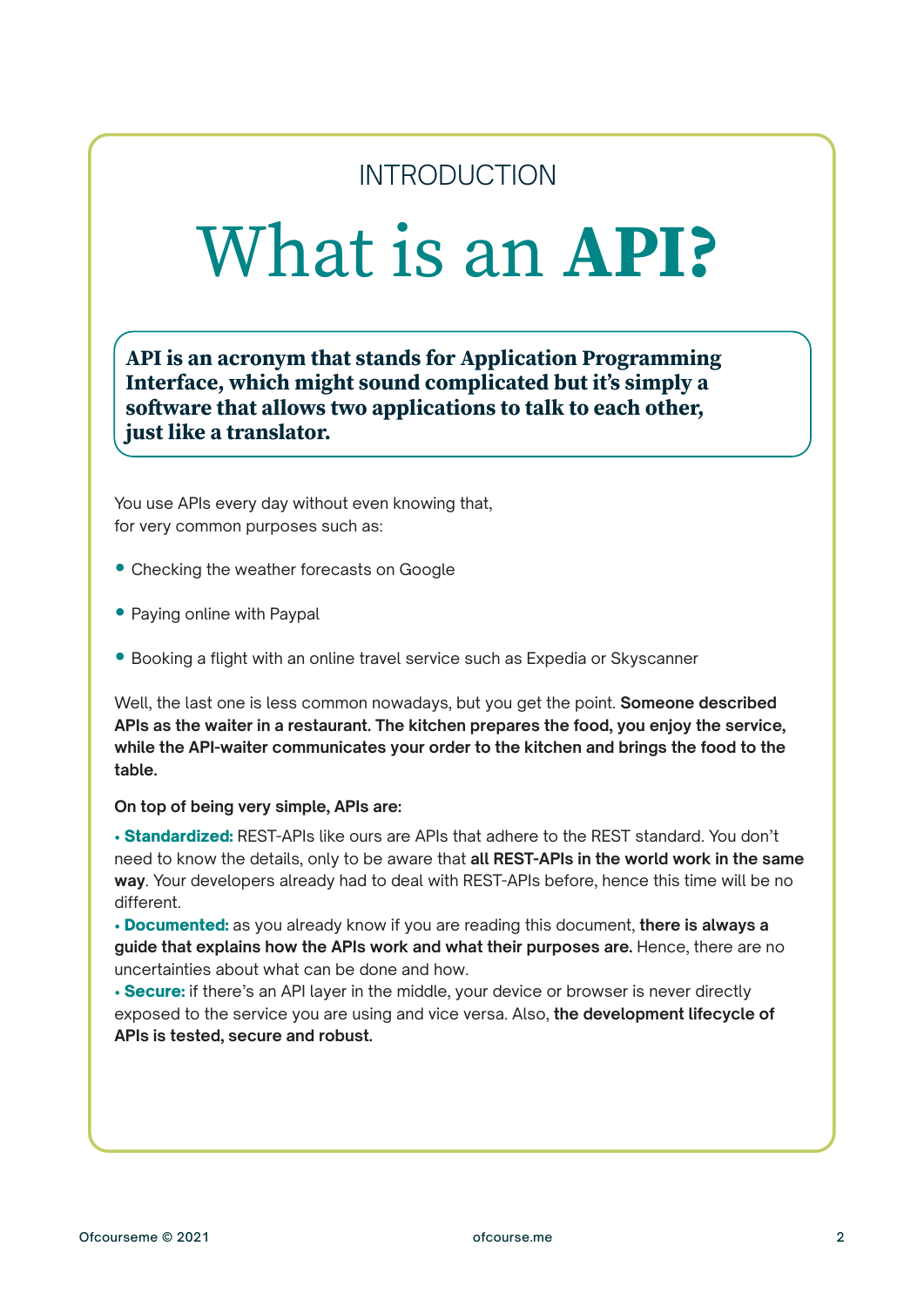INTRODUCTION

# What is an **API?**

**API is an acronym that stands for Application Programming Interface, which might sound complicated but it's simply a software that allows two applications to talk to each other, just like a translator.**

You use APIs every day without even knowing that, for very common purposes such as:

- Checking the weather forecasts on Google
- Paying online with Paypal
- Booking a flight with an online travel service such as Expedia or Skyscanner

Well, the last one is less common nowadays, but you get the point. **Someone described APIs as the waiter in a restaurant. The kitchen prepares the food, you enjoy the service, while the API-waiter communicates your order to the kitchen and brings the food to the table.**

**On top of being very simple, APIs are:**

- **Standardized:** REST-APIs like ours are APIs that adhere to the REST standard. You don't need to know the details, only to be aware that **all REST-APIs in the world work in the same way**. Your developers already had to deal with REST-APIs before, hence this time will be no different.
- **Documented:** as you already know if you are reading this document, **there is always a guide that explains how the APIs work and what their purposes are.** Hence, there are no uncertainties about what can be done and how.
- **Secure:** if there's an API layer in the middle, your device or browser is never directly exposed to the service you are using and vice versa. Also, **the development lifecycle of APIs is tested, secure and robust.**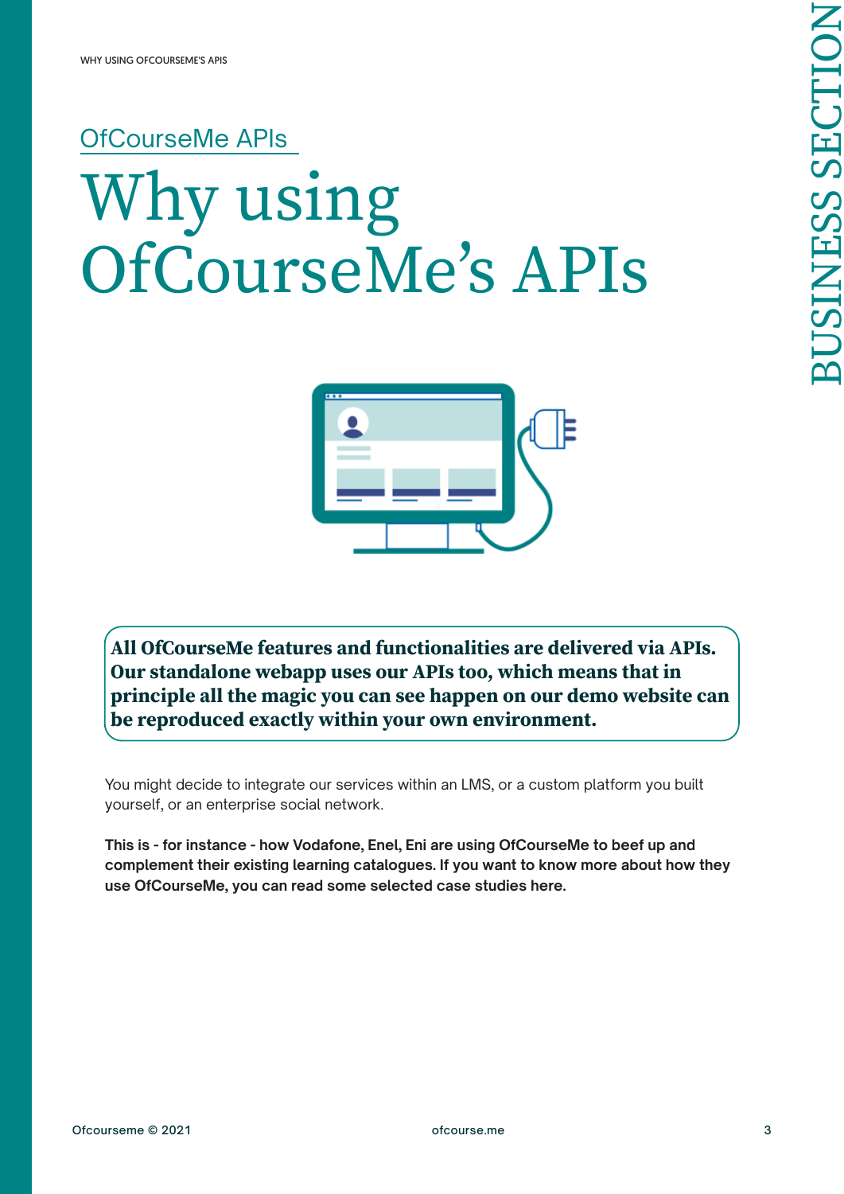OfCourseMe APIs

# Why using OfCourseMe's APIs

**All OfCourseMe features and functionalities are delivered via APIs. Our standalone webapp uses our APIs too, which means that in principle all the magic you can see happen on our demo website can be reproduced exactly within your own environment.**

You might decide to integrate our services within an LMS, or a custom platform you built yourself, or an enterprise social network.

**This is - for instance - how Vodafone, Enel, Eni are using OfCourseMe to beef up and complement their existing learning catalogues. If you want to know more about how they use OfCourseMe, you can read some selected case studies here.**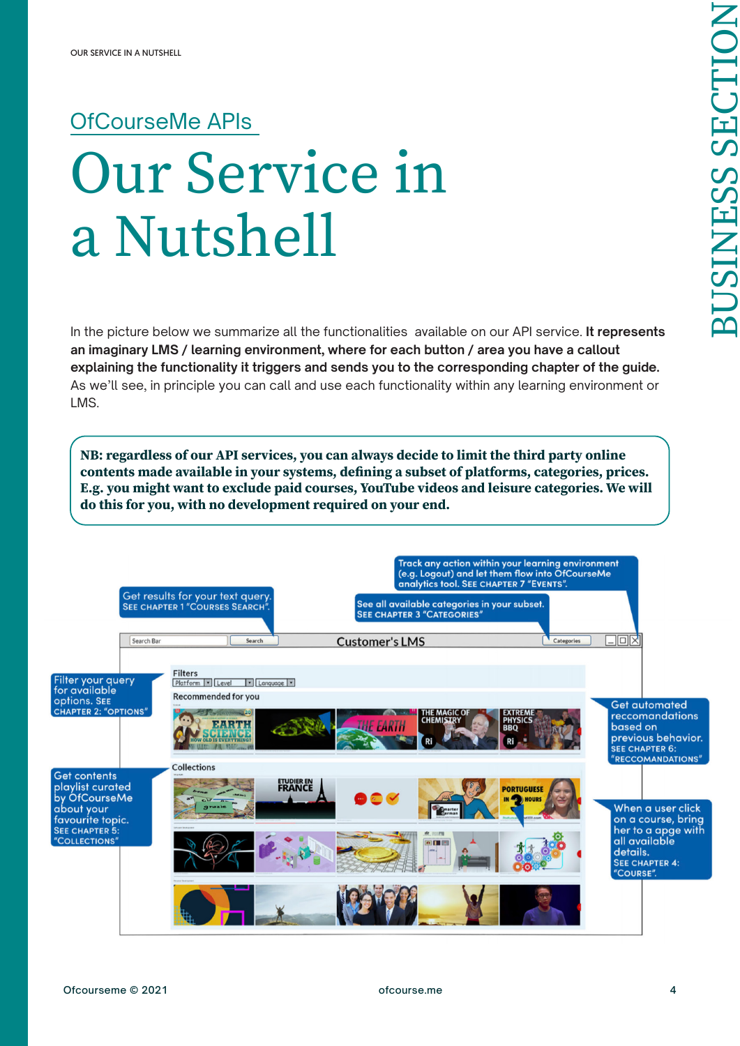# OfCourseMe APIs

# Our Service in a Nutshell

In the picture below we summarize all the functionalities available on our API service. **It represents an imaginary LMS / learning environment, where for each button / area you have a callout explaining the functionality it triggers and sends you to the corresponding chapter of the guide.** As we'll see, in principle you can call and use each functionality within any learning environment or LMS.

**NB: regardless of our API services, you can always decide to limit the third party online contents made available in your systems, defining a subset of platforms, categories, prices. E.g. you might want to exclude paid courses, YouTube videos and leisure categories. We will do this for you, with no development required on your end.**

Get results for your text query. SEE CHAPTER 1 "COURSES SEARCH".

See all available categories in your subset. SEE CHAPTER 3 "CATEGORIES"

Track any action within your learning environment (e.g. Logout) and let them flow into OfCourseMe analytics tool. SEE CHAPTER 7 "EVENTS".

Filter your query for available options. SEE CHAPTER 2: "OPTIONS"

Get automated reccomandations based on previous behavior. SEE CHAPTER 6: "RECCOMANDATIONS"

Get contents playlist curated by OfCourseMe about your favourite topic. SEE CHAPTER 5: "COLLECTIONS"

When a user click on a course, bring her to a apge with all available details. SEE CHAPTER 4: "COURSE".

Search Bar | Search | Customer's LMS | Categories

Filters: Platform | Level | Language

Recommended for you

Collections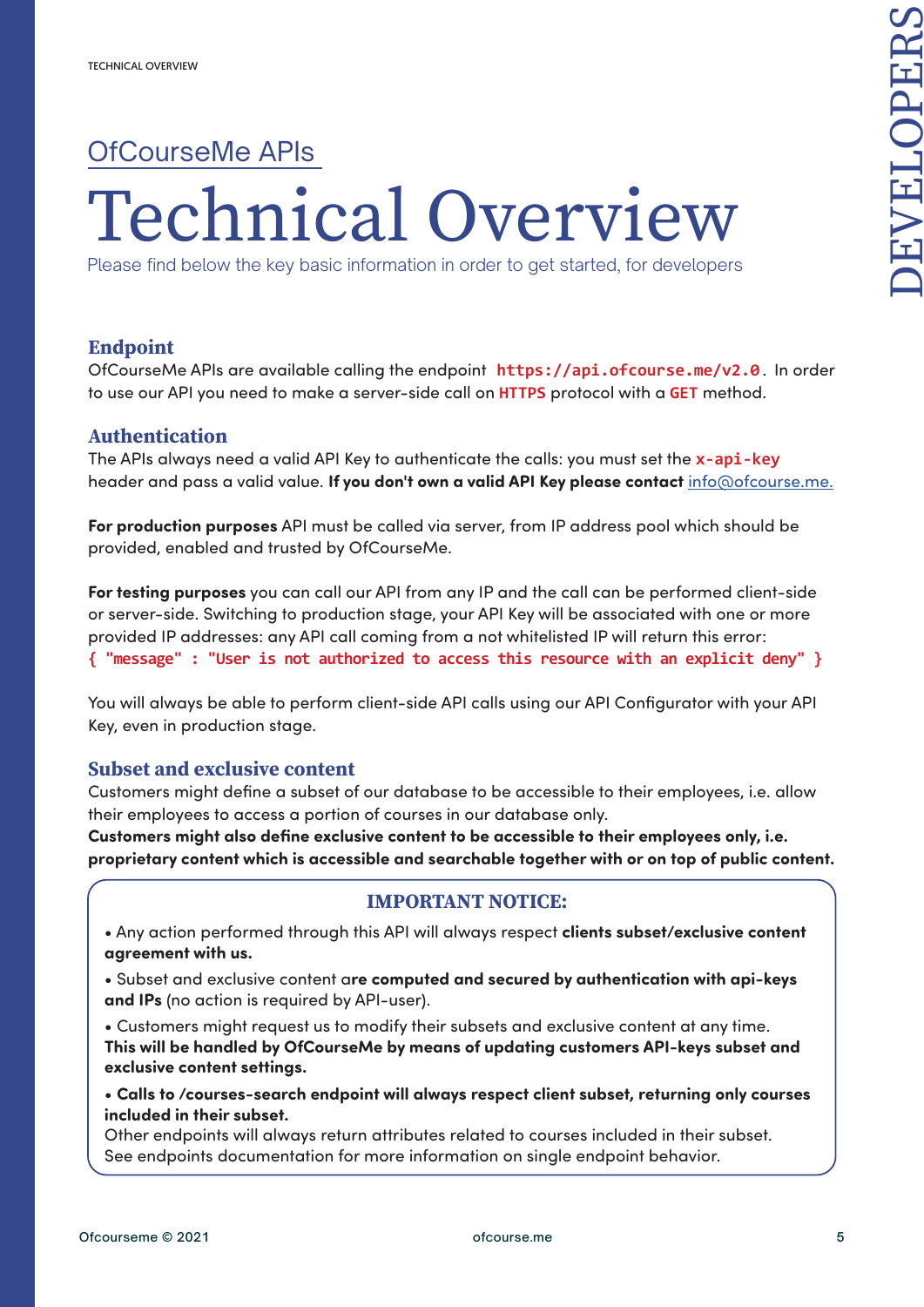# OfCourseMe APIs

# Technical Overview

Please find below the key basic information in order to get started, for developers

## Endpoint

OfCourseMe APIs are available calling the endpoint `https://api.ofcourse.me/v2.0`. In order to use our API you need to make a server-side call on `HTTPS` protocol with a `GET` method.

## Authentication

The APIs always need a valid API Key to authenticate the calls: you must set the `x-api-key` header and pass a valid value. **If you don't own a valid API Key please contact** info@ofcourse.me.

**For production purposes** API must be called via server, from IP address pool which should be provided, enabled and trusted by OfCourseMe.

**For testing purposes** you can call our API from any IP and the call can be performed client-side or server-side. Switching to production stage, your API Key will be associated with one or more provided IP addresses: any API call coming from a not whitelisted IP will return this error:

```
{ "message" : "User is not authorized to access this resource with an explicit deny" }
```

You will always be able to perform client-side API calls using our API Configurator with your API Key, even in production stage.

## Subset and exclusive content

Customers might define a subset of our database to be accessible to their employees, i.e. allow their employees to access a portion of courses in our database only.

**Customers might also define exclusive content to be accessible to their employees only, i.e. proprietary content which is accessible and searchable together with or on top of public content.**

### IMPORTANT NOTICE:

- Any action performed through this API will always respect **clients subset/exclusive content agreement with us.**
- Subset and exclusive content a**re computed and secured by authentication with api-keys and IPs** (no action is required by API-user).
- Customers might request us to modify their subsets and exclusive content at any time. **This will be handled by OfCourseMe by means of updating customers API-keys subset and exclusive content settings.**
- **Calls to /courses-search endpoint will always respect client subset, returning only courses included in their subset.** Other endpoints will always return attributes related to courses included in their subset. See endpoints documentation for more information on single endpoint behavior.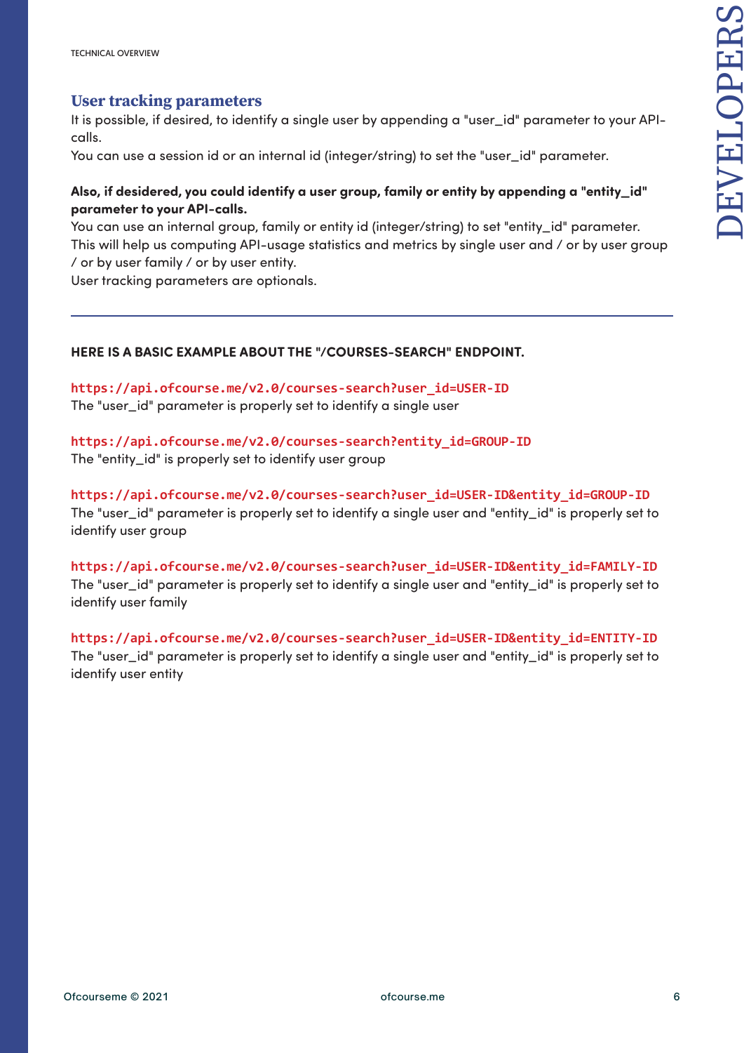## User tracking parameters

It is possible, if desired, to identify a single user by appending a "user_id" parameter to your API-calls.
You can use a session id or an internal id (integer/string) to set the "user_id" parameter.

**Also, if desidered, you could identify a user group, family or entity by appending a "entity_id" parameter to your API-calls.**
You can use an internal group, family or entity id (integer/string) to set "entity_id" parameter.
This will help us computing API-usage statistics and metrics by single user and / or by user group / or by user family / or by user entity.
User tracking parameters are optionals.

---

**HERE IS A BASIC EXAMPLE ABOUT THE "/COURSES-SEARCH" ENDPOINT.**

`https://api.ofcourse.me/v2.0/courses-search?user_id=USER-ID`
The "user_id" parameter is properly set to identify a single user

`https://api.ofcourse.me/v2.0/courses-search?entity_id=GROUP-ID`
The "entity_id" is properly set to identify user group

`https://api.ofcourse.me/v2.0/courses-search?user_id=USER-ID&entity_id=GROUP-ID`
The "user_id" parameter is properly set to identify a single user and "entity_id" is properly set to identify user group

`https://api.ofcourse.me/v2.0/courses-search?user_id=USER-ID&entity_id=FAMILY-ID`
The "user_id" parameter is properly set to identify a single user and "entity_id" is properly set to identify user family

`https://api.ofcourse.me/v2.0/courses-search?user_id=USER-ID&entity_id=ENTITY-ID`
The "user_id" parameter is properly set to identify a single user and "entity_id" is properly set to identify user entity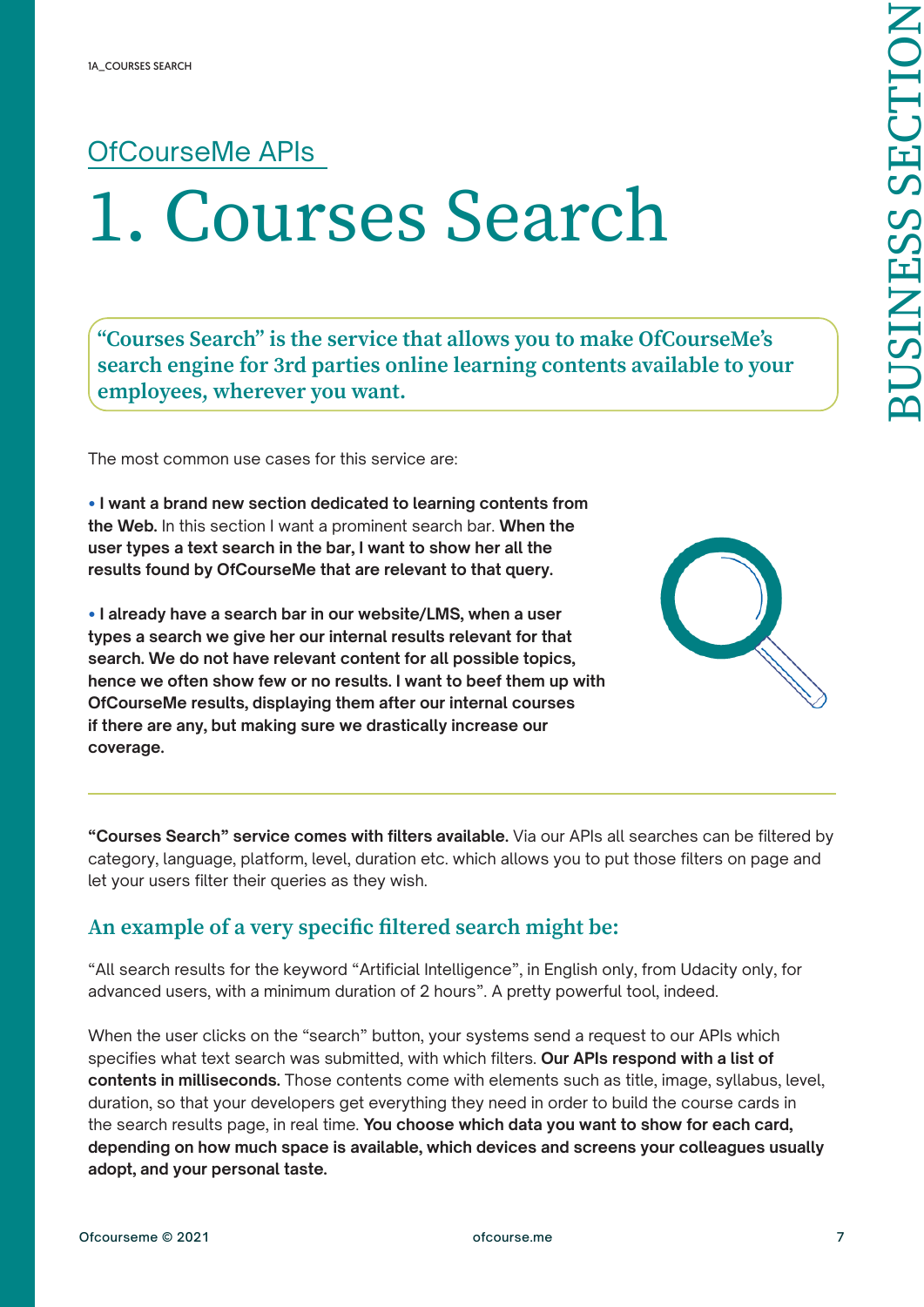OfCourseMe APIs

# 1. Courses Search

**"Courses Search" is the service that allows you to make OfCourseMe's search engine for 3rd parties online learning contents available to your employees, wherever you want.**

The most common use cases for this service are:

- **I want a brand new section dedicated to learning contents from the Web.** In this section I want a prominent search bar. **When the user types a text search in the bar, I want to show her all the results found by OfCourseMe that are relevant to that query.**

- **I already have a search bar in our website/LMS, when a user types a search we give her our internal results relevant for that search. We do not have relevant content for all possible topics, hence we often show few or no results. I want to beef them up with OfCourseMe results, displaying them after our internal courses if there are any, but making sure we drastically increase our coverage.**

---

**"Courses Search" service comes with filters available.** Via our APIs all searches can be filtered by category, language, platform, level, duration etc. which allows you to put those filters on page and let your users filter their queries as they wish.

## An example of a very specific filtered search might be:

"All search results for the keyword "Artificial Intelligence", in English only, from Udacity only, for advanced users, with a minimum duration of 2 hours". A pretty powerful tool, indeed.

When the user clicks on the "search" button, your systems send a request to our APIs which specifies what text search was submitted, with which filters. **Our APIs respond with a list of contents in milliseconds.** Those contents come with elements such as title, image, syllabus, level, duration, so that your developers get everything they need in order to build the course cards in the search results page, in real time. **You choose which data you want to show for each card, depending on how much space is available, which devices and screens your colleagues usually adopt, and your personal taste.**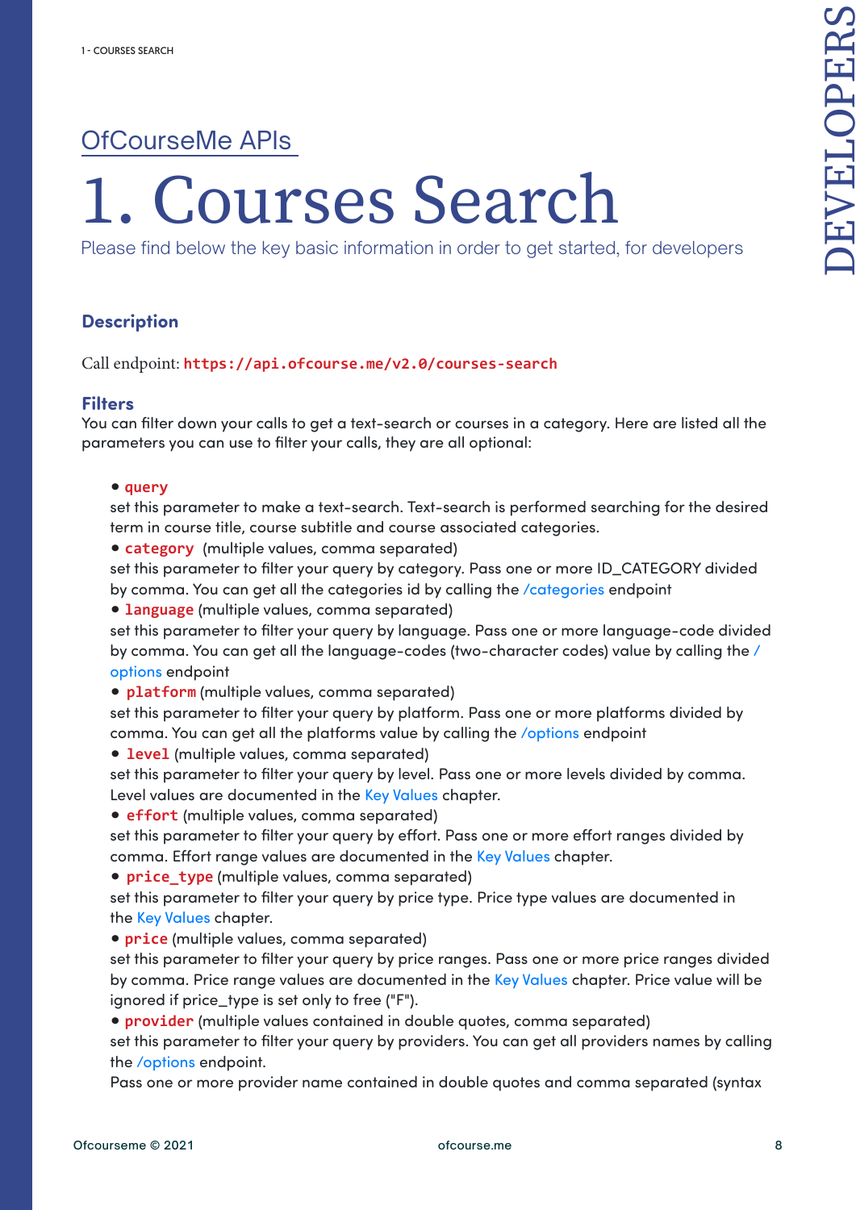OfCourseMe APIs

# 1. Courses Search

Please find below the key basic information in order to get started, for developers

### Description

Call endpoint: `https://api.ofcourse.me/v2.0/courses-search`

### Filters

You can filter down your calls to get a text-search or courses in a category. Here are listed all the parameters you can use to filter your calls, they are all optional:

- `query`
  set this parameter to make a text-search. Text-search is performed searching for the desired term in course title, course subtitle and course associated categories.
- `category` (multiple values, comma separated)
  set this parameter to filter your query by category. Pass one or more ID_CATEGORY divided by comma. You can get all the categories id by calling the /categories endpoint
- `language` (multiple values, comma separated)
  set this parameter to filter your query by language. Pass one or more language-code divided by comma. You can get all the language-codes (two-character codes) value by calling the /options endpoint
- `platform` (multiple values, comma separated)
  set this parameter to filter your query by platform. Pass one or more platforms divided by comma. You can get all the platforms value by calling the /options endpoint
- `level` (multiple values, comma separated)
  set this parameter to filter your query by level. Pass one or more levels divided by comma. Level values are documented in the Key Values chapter.
- `effort` (multiple values, comma separated)
  set this parameter to filter your query by effort. Pass one or more effort ranges divided by comma. Effort range values are documented in the Key Values chapter.
- `price_type` (multiple values, comma separated)
  set this parameter to filter your query by price type. Price type values are documented in the Key Values chapter.
- `price` (multiple values, comma separated)
  set this parameter to filter your query by price ranges. Pass one or more price ranges divided by comma. Price range values are documented in the Key Values chapter. Price value will be ignored if price_type is set only to free ("F").
- `provider` (multiple values contained in double quotes, comma separated)
  set this parameter to filter your query by providers. You can get all providers names by calling the /options endpoint.
  Pass one or more provider name contained in double quotes and comma separated (syntax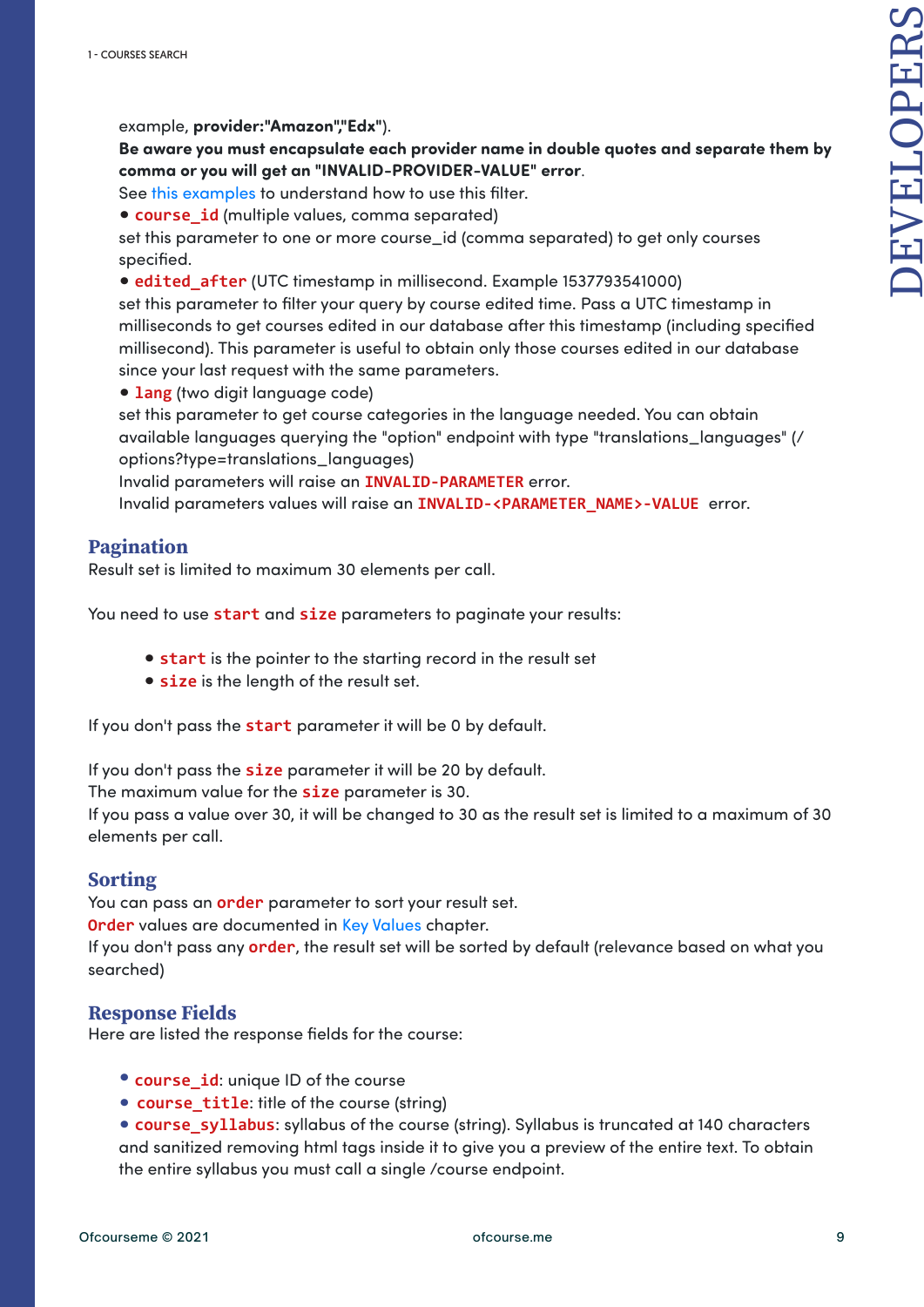example, **provider:"Amazon","Edx"**).
**Be aware you must encapsulate each provider name in double quotes and separate them by comma or you will get an "INVALID-PROVIDER-VALUE" error**.
See this examples to understand how to use this filter.

- `course_id` (multiple values, comma separated)
set this parameter to one or more course_id (comma separated) to get only courses specified.
- `edited_after` (UTC timestamp in millisecond. Example 1537793541000)
set this parameter to filter your query by course edited time. Pass a UTC timestamp in milliseconds to get courses edited in our database after this timestamp (including specified millisecond). This parameter is useful to obtain only those courses edited in our database since your last request with the same parameters.
- `lang` (two digit language code)
set this parameter to get course categories in the language needed. You can obtain available languages querying the "option" endpoint with type "translations_languages" (/options?type=translations_languages)

Invalid parameters will raise an `INVALID-PARAMETER` error.
Invalid parameters values will raise an `INVALID-<PARAMETER_NAME>-VALUE` error.

## Pagination

Result set is limited to maximum 30 elements per call.

You need to use `start` and `size` parameters to paginate your results:

- `start` is the pointer to the starting record in the result set
- `size` is the length of the result set.

If you don't pass the `start` parameter it will be 0 by default.

If you don't pass the `size` parameter it will be 20 by default.
The maximum value for the `size` parameter is 30.
If you pass a value over 30, it will be changed to 30 as the result set is limited to a maximum of 30 elements per call.

## Sorting

You can pass an `order` parameter to sort your result set.
`Order` values are documented in Key Values chapter.
If you don't pass any `order`, the result set will be sorted by default (relevance based on what you searched)

## Response Fields

Here are listed the response fields for the course:

- `course_id`: unique ID of the course
- `course_title`: title of the course (string)
- `course_syllabus`: syllabus of the course (string). Syllabus is truncated at 140 characters and sanitized removing html tags inside it to give you a preview of the entire text. To obtain the entire syllabus you must call a single /course endpoint.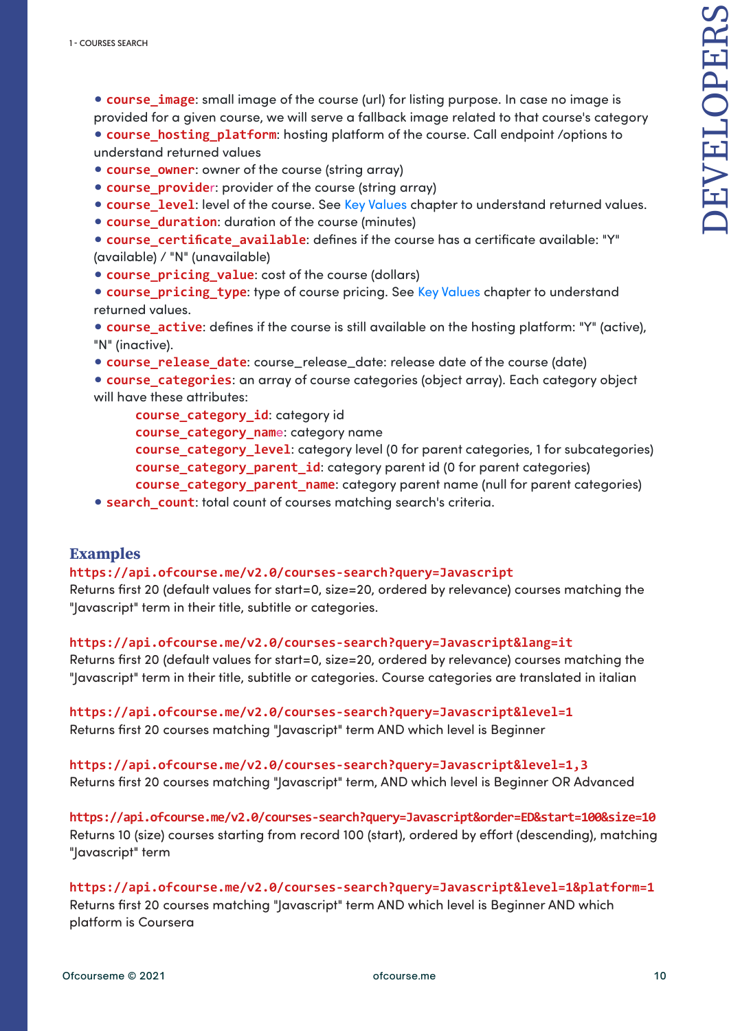- **course_image**: small image of the course (url) for listing purpose. In case no image is provided for a given course, we will serve a fallback image related to that course's category
- **course_hosting_platform**: hosting platform of the course. Call endpoint /options to understand returned values
- **course_owner**: owner of the course (string array)
- **course_provider**: provider of the course (string array)
- **course_level**: level of the course. See Key Values chapter to understand returned values.
- **course_duration**: duration of the course (minutes)
- **course_certificate_available**: defines if the course has a certificate available: "Y" (available) / "N" (unavailable)
- **course_pricing_value**: cost of the course (dollars)
- **course_pricing_type**: type of course pricing. See Key Values chapter to understand returned values.
- **course_active**: defines if the course is still available on the hosting platform: "Y" (active), "N" (inactive).
- **course_release_date**: course_release_date: release date of the course (date)
- **course_categories**: an array of course categories (object array). Each category object will have these attributes:
  - **course_category_id**: category id
  - **course_category_name**: category name
  - **course_category_level**: category level (0 for parent categories, 1 for subcategories)
  - **course_category_parent_id**: category parent id (0 for parent categories)
  - **course_category_parent_name**: category parent name (null for parent categories)
- **search_count**: total count of courses matching search's criteria.

## Examples

**https://api.ofcourse.me/v2.0/courses-search?query=Javascript**

Returns first 20 (default values for start=0, size=20, ordered by relevance) courses matching the "Javascript" term in their title, subtitle or categories.

**https://api.ofcourse.me/v2.0/courses-search?query=Javascript&lang=it**

Returns first 20 (default values for start=0, size=20, ordered by relevance) courses matching the "Javascript" term in their title, subtitle or categories. Course categories are translated in italian

**https://api.ofcourse.me/v2.0/courses-search?query=Javascript&level=1**

Returns first 20 courses matching "Javascript" term AND which level is Beginner

**https://api.ofcourse.me/v2.0/courses-search?query=Javascript&level=1,3**

Returns first 20 courses matching "Javascript" term, AND which level is Beginner OR Advanced

**https://api.ofcourse.me/v2.0/courses-search?query=Javascript&order=ED&start=100&size=10**

Returns 10 (size) courses starting from record 100 (start), ordered by effort (descending), matching "Javascript" term

**https://api.ofcourse.me/v2.0/courses-search?query=Javascript&level=1&platform=1**

Returns first 20 courses matching "Javascript" term AND which level is Beginner AND which platform is Coursera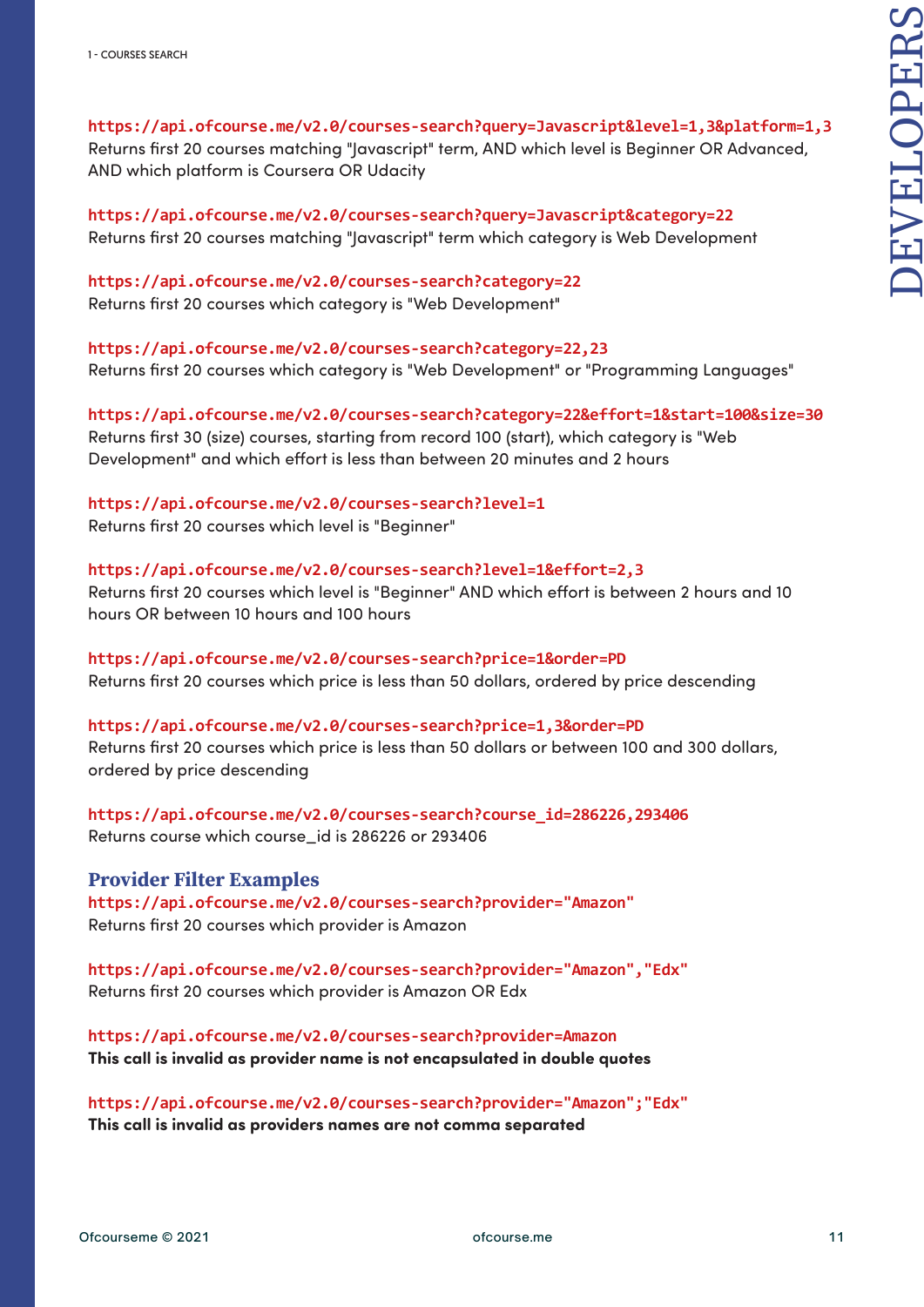**https://api.ofcourse.me/v2.0/courses-search?query=Javascript&level=1,3&platform=1,3**
Returns first 20 courses matching "Javascript" term, AND which level is Beginner OR Advanced, AND which platform is Coursera OR Udacity

**https://api.ofcourse.me/v2.0/courses-search?query=Javascript&category=22**
Returns first 20 courses matching "Javascript" term which category is Web Development

**https://api.ofcourse.me/v2.0/courses-search?category=22**
Returns first 20 courses which category is "Web Development"

**https://api.ofcourse.me/v2.0/courses-search?category=22,23**
Returns first 20 courses which category is "Web Development" or "Programming Languages"

**https://api.ofcourse.me/v2.0/courses-search?category=22&effort=1&start=100&size=30**
Returns first 30 (size) courses, starting from record 100 (start), which category is "Web Development" and which effort is less than between 20 minutes and 2 hours

**https://api.ofcourse.me/v2.0/courses-search?level=1**
Returns first 20 courses which level is "Beginner"

**https://api.ofcourse.me/v2.0/courses-search?level=1&effort=2,3**
Returns first 20 courses which level is "Beginner" AND which effort is between 2 hours and 10 hours OR between 10 hours and 100 hours

**https://api.ofcourse.me/v2.0/courses-search?price=1&order=PD**
Returns first 20 courses which price is less than 50 dollars, ordered by price descending

**https://api.ofcourse.me/v2.0/courses-search?price=1,3&order=PD**
Returns first 20 courses which price is less than 50 dollars or between 100 and 300 dollars, ordered by price descending

**https://api.ofcourse.me/v2.0/courses-search?course_id=286226,293406**
Returns course which course_id is 286226 or 293406

### Provider Filter Examples

**https://api.ofcourse.me/v2.0/courses-search?provider="Amazon"**
Returns first 20 courses which provider is Amazon

**https://api.ofcourse.me/v2.0/courses-search?provider="Amazon","Edx"**
Returns first 20 courses which provider is Amazon OR Edx

**https://api.ofcourse.me/v2.0/courses-search?provider=Amazon**
**This call is invalid as provider name is not encapsulated in double quotes**

**https://api.ofcourse.me/v2.0/courses-search?provider="Amazon";"Edx"**
**This call is invalid as providers names are not comma separated**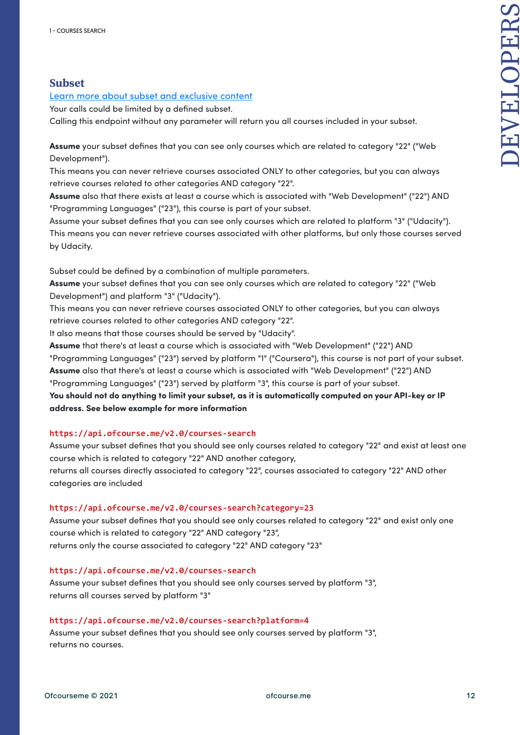## Subset

[Learn more about subset and exclusive content]

Your calls could be limited by a defined subset.
Calling this endpoint without any parameter will return you all courses included in your subset.

**Assume** your subset defines that you can see only courses which are related to category "22" ("Web Development").
This means you can never retrieve courses associated ONLY to other categories, but you can always retrieve courses related to other categories AND category "22".
**Assume** also that there exists at least a course which is associated with "Web Development" ("22") AND "Programming Languages" ("23"), this course is part of your subset.
Assume your subset defines that you can see only courses which are related to platform "3" ("Udacity").
This means you can never retrieve courses associated with other platforms, but only those courses served by Udacity.

Subset could be defined by a combination of multiple parameters.
**Assume** your subset defines that you can see only courses which are related to category "22" ("Web Development") and platform "3" ("Udacity").
This means you can never retrieve courses associated ONLY to other categories, but you can always retrieve courses related to other categories AND category "22".
It also means that those courses should be served by "Udacity".
**Assume** that there's at least a course which is associated with "Web Development" ("22") AND "Programming Languages" ("23") served by platform "1" ("Coursera"), this course is not part of your subset.
**Assume** also that there's at least a course which is associated with "Web Development" ("22") AND "Programming Languages" ("23") served by platform "3", this course is part of your subset.
**You should not do anything to limit your subset, as it is automatically computed on your API-key or IP address. See below example for more information**

`https://api.ofcourse.me/v2.0/courses-search`

Assume your subset defines that you should see only courses related to category "22" and exist at least one course which is related to category "22" AND another category,
returns all courses directly associated to category "22", courses associated to category "22" AND other categories are included

`https://api.ofcourse.me/v2.0/courses-search?category=23`

Assume your subset defines that you should see only courses related to category "22" and exist only one course which is related to category "22" AND category "23",
returns only the course associated to category "22" AND category "23"

`https://api.ofcourse.me/v2.0/courses-search`

Assume your subset defines that you should see only courses served by platform "3",
returns all courses served by platform "3"

`https://api.ofcourse.me/v2.0/courses-search?platform=4`

Assume your subset defines that you should see only courses served by platform "3",
returns no courses.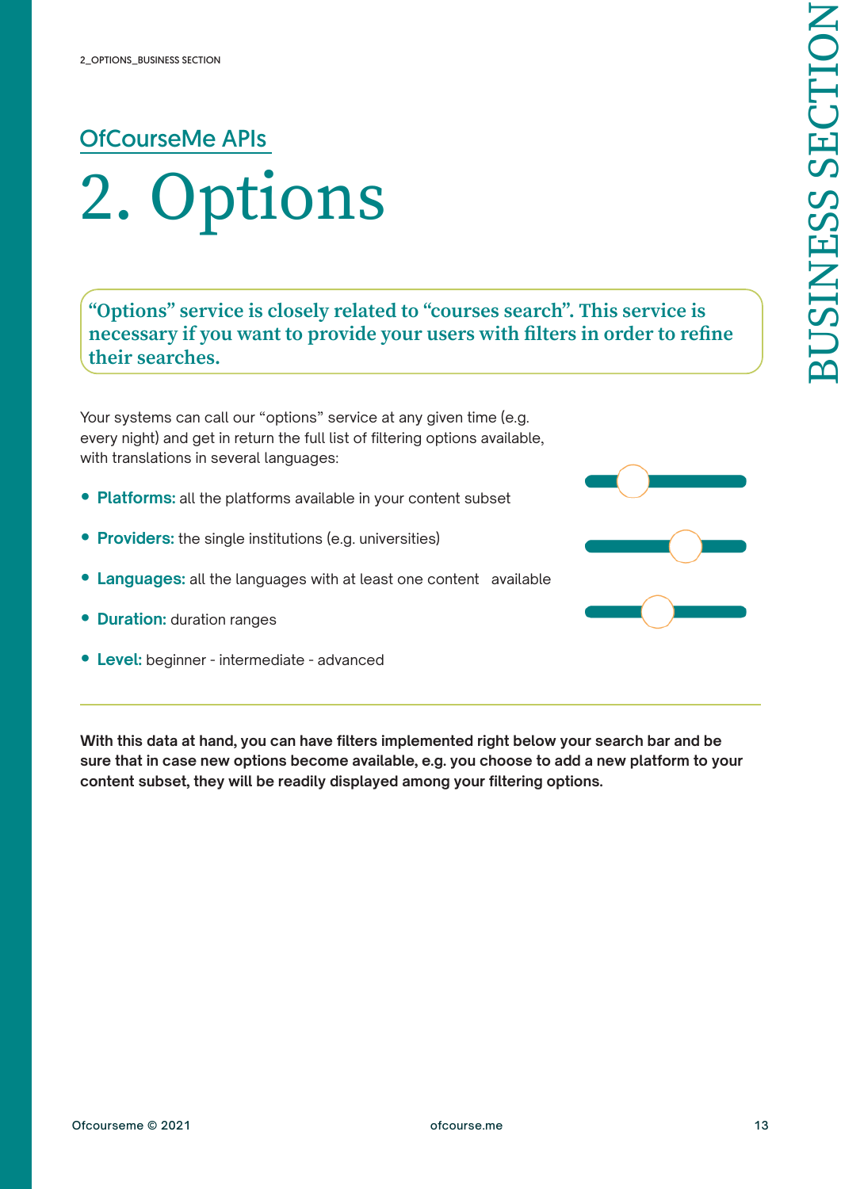OfCourseMe APIs

# 2. Options

**"Options" service is closely related to "courses search". This service is necessary if you want to provide your users with filters in order to refine their searches.**

Your systems can call our "options" service at any given time (e.g. every night) and get in return the full list of filtering options available, with translations in several languages:

- **Platforms:** all the platforms available in your content subset
- **Providers:** the single institutions (e.g. universities)
- **Languages:** all the languages with at least one content available
- **Duration:** duration ranges
- **Level:** beginner - intermediate - advanced

**With this data at hand, you can have filters implemented right below your search bar and be sure that in case new options become available, e.g. you choose to add a new platform to your content subset, they will be readily displayed among your filtering options.**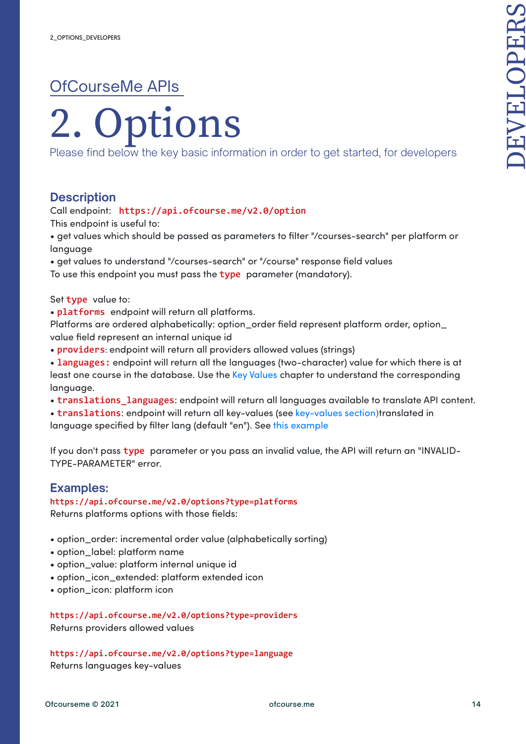[OfCourseMe APIs](#)

# 2. Options

Please find below the key basic information in order to get started, for developers

## Description

Call endpoint: `https://api.ofcourse.me/v2.0/option`

This endpoint is useful to:

- get values which should be passed as parameters to filter "/courses-search" per platform or language
- get values to understand "/courses-search" or "/course" response field values

To use this endpoint you must pass the **type** parameter (mandatory).

Set **type** value to:

- **platforms** endpoint will return all platforms.

Platforms are ordered alphabetically: option_order field represent platform order, option_value field represent an internal unique id

- **providers**: endpoint will return all providers allowed values (strings)
- **languages:** endpoint will return all the languages (two-character) value for which there is at least one course in the database. Use the Key Values chapter to understand the corresponding language.
- **translations_languages**: endpoint will return all languages available to translate API content.
- **translations**: endpoint will return all key-values (see key-values section)translated in language specified by filter lang (default "en"). See this example

If you don't pass **type** parameter or you pass an invalid value, the API will return an "INVALID-TYPE-PARAMETER" error.

## Examples:

`https://api.ofcourse.me/v2.0/options?type=platforms`

Returns platforms options with those fields:

- option_order: incremental order value (alphabetically sorting)
- option_label: platform name
- option_value: platform internal unique id
- option_icon_extended: platform extended icon
- option_icon: platform icon

`https://api.ofcourse.me/v2.0/options?type=providers`

Returns providers allowed values

`https://api.ofcourse.me/v2.0/options?type=language`

Returns languages key-values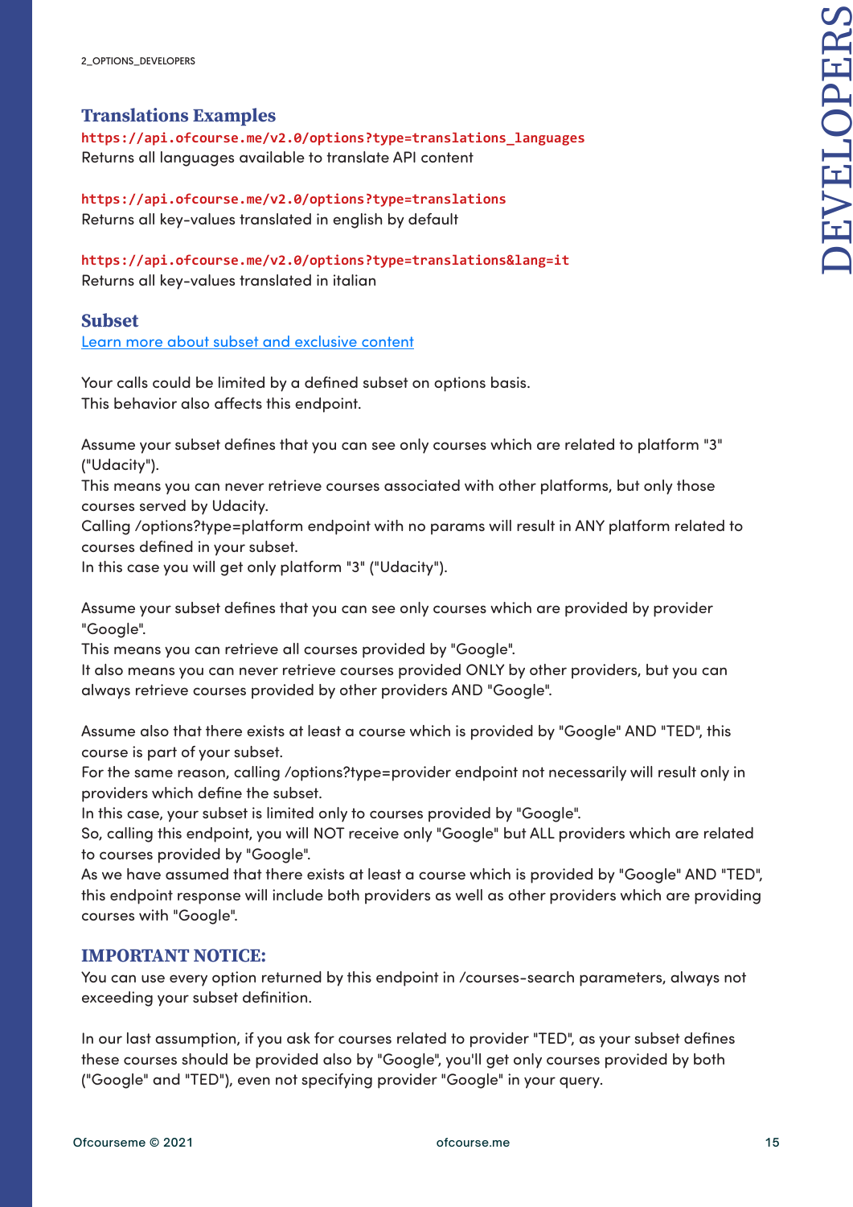## Translations Examples

`https://api.ofcourse.me/v2.0/options?type=translations_languages`
Returns all languages available to translate API content

`https://api.ofcourse.me/v2.0/options?type=translations`
Returns all key-values translated in english by default

`https://api.ofcourse.me/v2.0/options?type=translations&lang=it`
Returns all key-values translated in italian

## Subset

[Learn more about subset and exclusive content]()

Your calls could be limited by a defined subset on options basis.
This behavior also affects this endpoint.

Assume your subset defines that you can see only courses which are related to platform "3" ("Udacity").
This means you can never retrieve courses associated with other platforms, but only those courses served by Udacity.
Calling /options?type=platform endpoint with no params will result in ANY platform related to courses defined in your subset.
In this case you will get only platform "3" ("Udacity").

Assume your subset defines that you can see only courses which are provided by provider "Google".
This means you can retrieve all courses provided by "Google".
It also means you can never retrieve courses provided ONLY by other providers, but you can always retrieve courses provided by other providers AND "Google".

Assume also that there exists at least a course which is provided by "Google" AND "TED", this course is part of your subset.
For the same reason, calling /options?type=provider endpoint not necessarily will result only in providers which define the subset.
In this case, your subset is limited only to courses provided by "Google".
So, calling this endpoint, you will NOT receive only "Google" but ALL providers which are related to courses provided by "Google".
As we have assumed that there exists at least a course which is provided by "Google" AND "TED", this endpoint response will include both providers as well as other providers which are providing courses with "Google".

## IMPORTANT NOTICE:

You can use every option returned by this endpoint in /courses-search parameters, always not exceeding your subset definition.

In our last assumption, if you ask for courses related to provider "TED", as your subset defines these courses should be provided also by "Google", you'll get only courses provided by both ("Google" and "TED"), even not specifying provider "Google" in your query.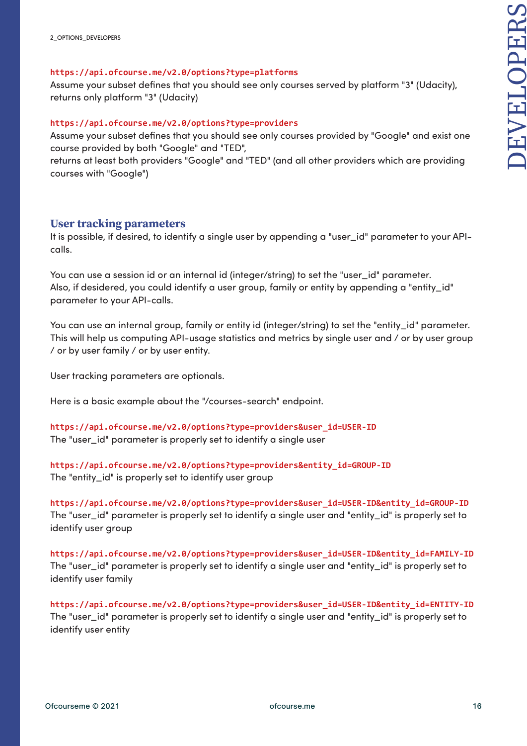`https://api.ofcourse.me/v2.0/options?type=platforms`
Assume your subset defines that you should see only courses served by platform "3" (Udacity), returns only platform "3" (Udacity)

`https://api.ofcourse.me/v2.0/options?type=providers`
Assume your subset defines that you should see only courses provided by "Google" and exist one course provided by both "Google" and "TED",
returns at least both providers "Google" and "TED" (and all other providers which are providing courses with "Google")

## User tracking parameters

It is possible, if desired, to identify a single user by appending a "user_id" parameter to your API-calls.

You can use a session id or an internal id (integer/string) to set the "user_id" parameter.
Also, if desidered, you could identify a user group, family or entity by appending a "entity_id" parameter to your API-calls.

You can use an internal group, family or entity id (integer/string) to set the "entity_id" parameter.
This will help us computing API-usage statistics and metrics by single user and / or by user group / or by user family / or by user entity.

User tracking parameters are optionals.

Here is a basic example about the "/courses-search" endpoint.

`https://api.ofcourse.me/v2.0/options?type=providers&user_id=USER-ID`
The "user_id" parameter is properly set to identify a single user

`https://api.ofcourse.me/v2.0/options?type=providers&entity_id=GROUP-ID`
The "entity_id" is properly set to identify user group

`https://api.ofcourse.me/v2.0/options?type=providers&user_id=USER-ID&entity_id=GROUP-ID`
The "user_id" parameter is properly set to identify a single user and "entity_id" is properly set to identify user group

`https://api.ofcourse.me/v2.0/options?type=providers&user_id=USER-ID&entity_id=FAMILY-ID`
The "user_id" parameter is properly set to identify a single user and "entity_id" is properly set to identify user family

`https://api.ofcourse.me/v2.0/options?type=providers&user_id=USER-ID&entity_id=ENTITY-ID`
The "user_id" parameter is properly set to identify a single user and "entity_id" is properly set to identify user entity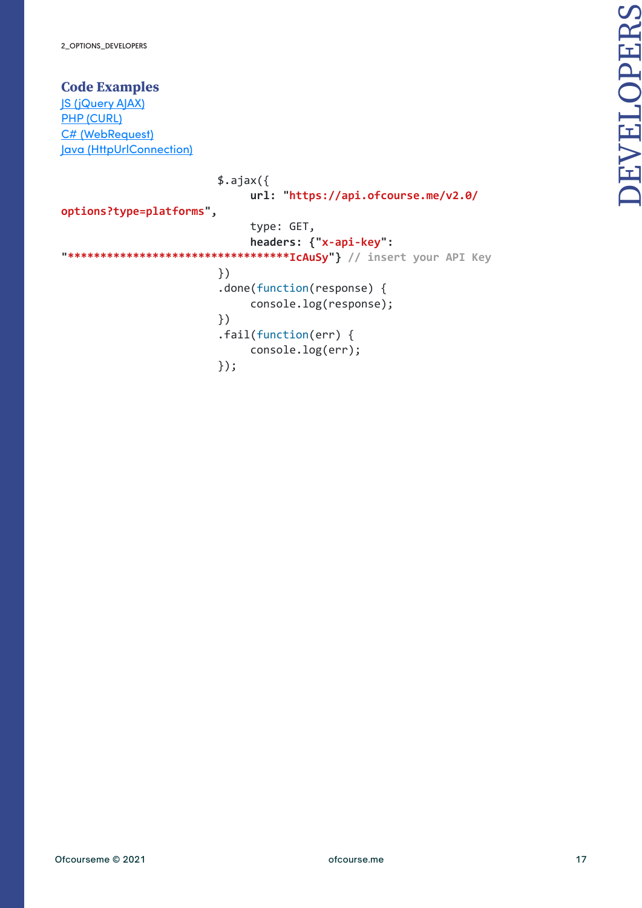## Code Examples

[JS (jQuery AJAX)]()
[PHP (CURL)]()
[C# (WebRequest)]()
[Java (HttpUrlConnection)]()

```
$.ajax({
    url: "https://api.ofcourse.me/v2.0/options?type=platforms",
    type: GET,
    headers: {"x-api-key": "**********************************IcAuSy"} // insert your API Key
})
.done(function(response) {
    console.log(response);
})
.fail(function(err) {
    console.log(err);
});
```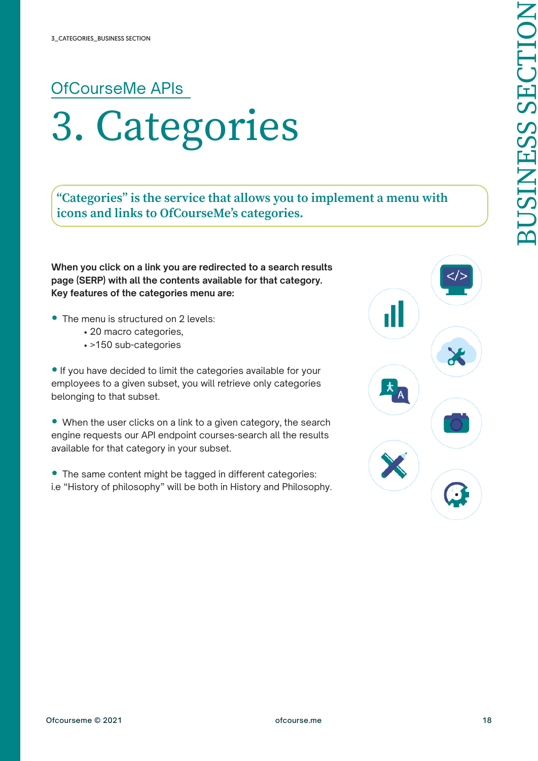## OfCourseMe APIs

# 3. Categories

**"Categories" is the service that allows you to implement a menu with icons and links to OfCourseMe's categories.**

**When you click on a link you are redirected to a search results page (SERP) with all the contents available for that category. Key features of the categories menu are:**

- The menu is structured on 2 levels:
  - 20 macro categories,
  - >150 sub-categories

- If you have decided to limit the categories available for your employees to a given subset, you will retrieve only categories belonging to that subset.

- When the user clicks on a link to a given category, the search engine requests our API endpoint courses-search all the results available for that category in your subset.

- The same content might be tagged in different categories: i.e "History of philosophy" will be both in History and Philosophy.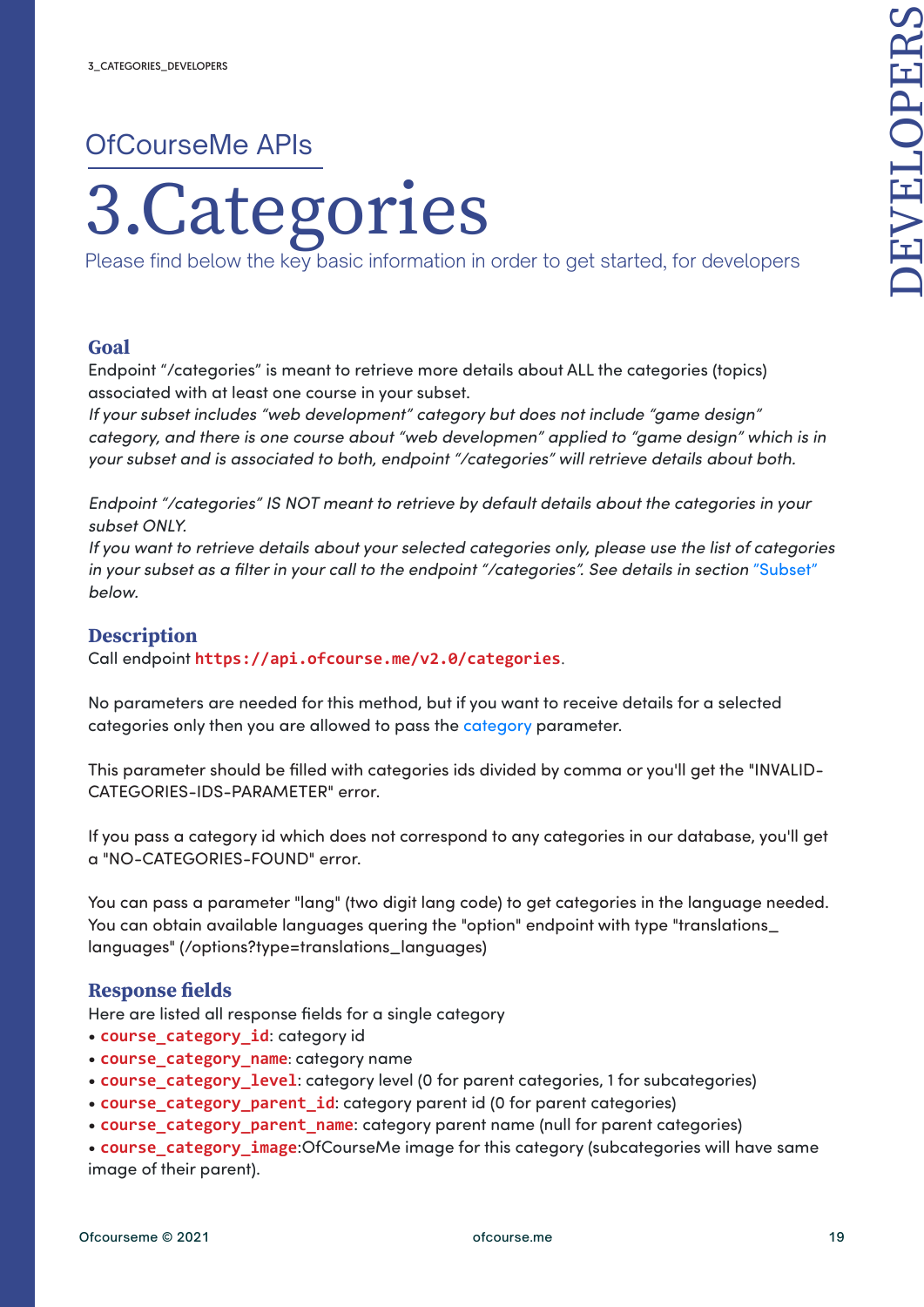## OfCourseMe APIs

# 3.Categories

Please find below the key basic information in order to get started, for developers

### Goal

Endpoint "/categories" is meant to retrieve more details about ALL the categories (topics) associated with at least one course in your subset.

*If your subset includes "web development" category but does not include "game design" category, and there is one course about "web developmen" applied to "game design" which is in your subset and is associated to both, endpoint "/categories" will retrieve details about both.*

*Endpoint "/categories" IS NOT meant to retrieve by default details about the categories in your subset ONLY.*

*If you want to retrieve details about your selected categories only, please use the list of categories in your subset as a filter in your call to the endpoint "/categories". See details in section "Subset" below.*

### Description

Call endpoint `https://api.ofcourse.me/v2.0/categories`.

No parameters are needed for this method, but if you want to receive details for a selected categories only then you are allowed to pass the category parameter.

This parameter should be filled with categories ids divided by comma or you'll get the "INVALID-CATEGORIES-IDS-PARAMETER" error.

If you pass a category id which does not correspond to any categories in our database, you'll get a "NO-CATEGORIES-FOUND" error.

You can pass a parameter "lang" (two digit lang code) to get categories in the language needed. You can obtain available languages quering the "option" endpoint with type "translations_languages" (/options?type=translations_languages)

### Response fields

Here are listed all response fields for a single category

- `course_category_id`: category id
- `course_category_name`: category name
- `course_category_level`: category level (0 for parent categories, 1 for subcategories)
- `course_category_parent_id`: category parent id (0 for parent categories)
- `course_category_parent_name`: category parent name (null for parent categories)
- `course_category_image`:OfCourseMe image for this category (subcategories will have same image of their parent).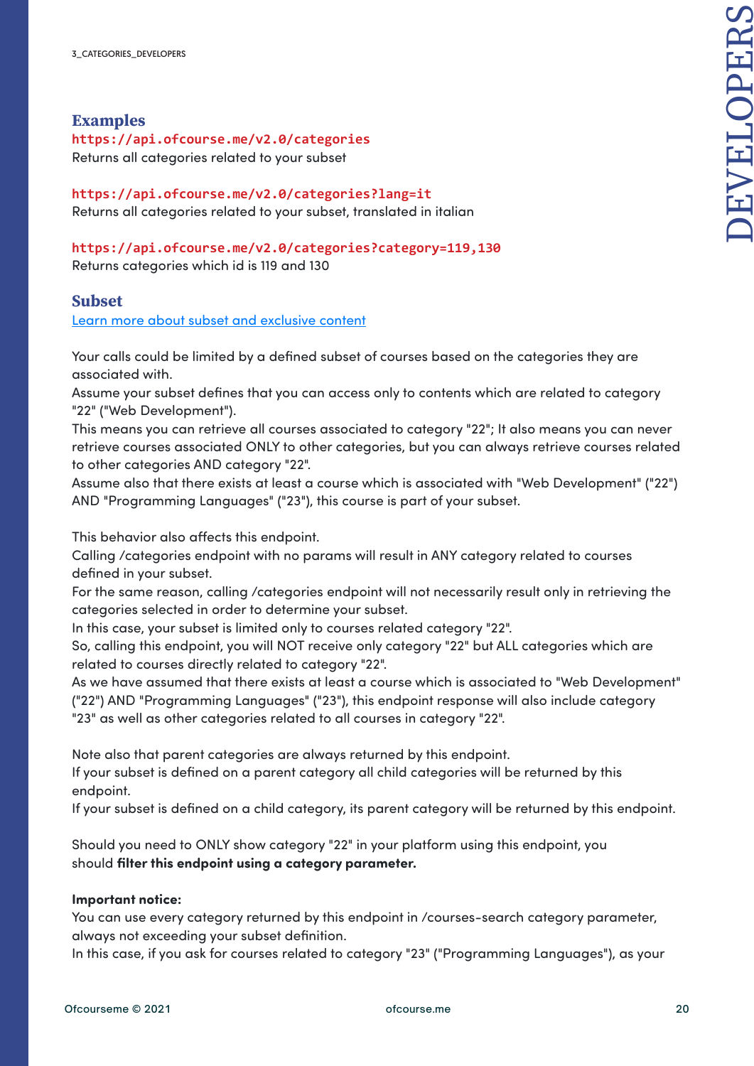### Examples

**`https://api.ofcourse.me/v2.0/categories`**
Returns all categories related to your subset

**`https://api.ofcourse.me/v2.0/categories?lang=it`**
Returns all categories related to your subset, translated in italian

**`https://api.ofcourse.me/v2.0/categories?category=119,130`**
Returns categories which id is 119 and 130

### Subset

[Learn more about subset and exclusive content]()

Your calls could be limited by a defined subset of courses based on the categories they are associated with.
Assume your subset defines that you can access only to contents which are related to category "22" ("Web Development").
This means you can retrieve all courses associated to category "22"; It also means you can never retrieve courses associated ONLY to other categories, but you can always retrieve courses related to other categories AND category "22".
Assume also that there exists at least a course which is associated with "Web Development" ("22") AND "Programming Languages" ("23"), this course is part of your subset.

This behavior also affects this endpoint.
Calling /categories endpoint with no params will result in ANY category related to courses defined in your subset.
For the same reason, calling /categories endpoint will not necessarily result only in retrieving the categories selected in order to determine your subset.
In this case, your subset is limited only to courses related category "22".
So, calling this endpoint, you will NOT receive only category "22" but ALL categories which are related to courses directly related to category "22".
As we have assumed that there exists at least a course which is associated to "Web Development" ("22") AND "Programming Languages" ("23"), this endpoint response will also include category "23" as well as other categories related to all courses in category "22".

Note also that parent categories are always returned by this endpoint.
If your subset is defined on a parent category all child categories will be returned by this endpoint.
If your subset is defined on a child category, its parent category will be returned by this endpoint.

Should you need to ONLY show category "22" in your platform using this endpoint, you should **filter this endpoint using a category parameter.**

**Important notice:**
You can use every category returned by this endpoint in /courses-search category parameter, always not exceeding your subset definition.
In this case, if you ask for courses related to category "23" ("Programming Languages"), as your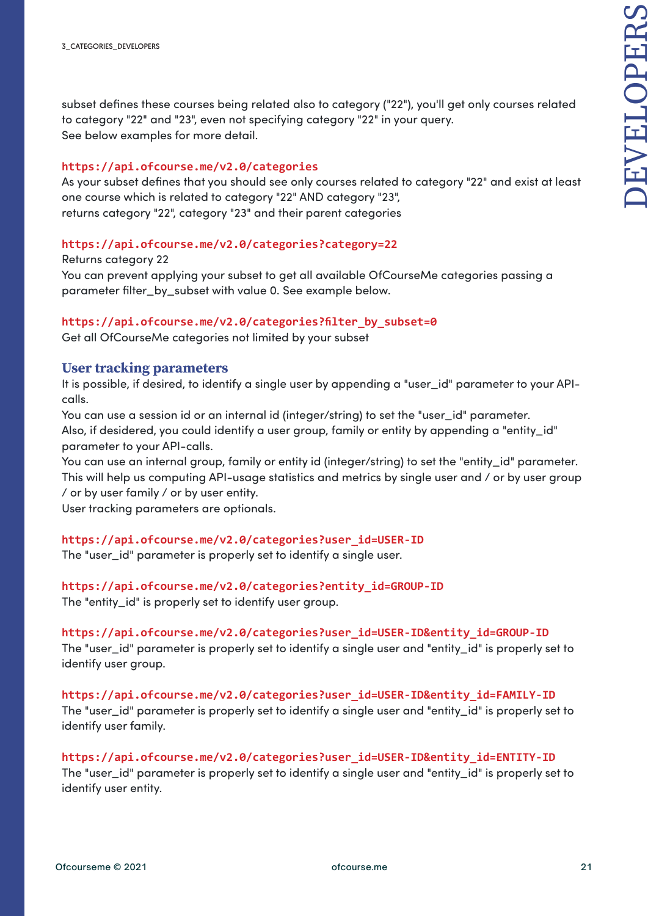subset defines these courses being related also to category ("22"), you'll get only courses related to category "22" and "23", even not specifying category "22" in your query.
See below examples for more detail.

`https://api.ofcourse.me/v2.0/categories`
As your subset defines that you should see only courses related to category "22" and exist at least one course which is related to category "22" AND category "23",
returns category "22", category "23" and their parent categories

`https://api.ofcourse.me/v2.0/categories?category=22`
Returns category 22
You can prevent applying your subset to get all available OfCourseMe categories passing a parameter filter_by_subset with value 0. See example below.

`https://api.ofcourse.me/v2.0/categories?filter_by_subset=0`
Get all OfCourseMe categories not limited by your subset

## User tracking parameters

It is possible, if desired, to identify a single user by appending a "user_id" parameter to your API-calls.
You can use a session id or an internal id (integer/string) to set the "user_id" parameter.
Also, if desidered, you could identify a user group, family or entity by appending a "entity_id" parameter to your API-calls.
You can use an internal group, family or entity id (integer/string) to set the "entity_id" parameter.
This will help us computing API-usage statistics and metrics by single user and / or by user group / or by user family / or by user entity.
User tracking parameters are optionals.

`https://api.ofcourse.me/v2.0/categories?user_id=USER-ID`
The "user_id" parameter is properly set to identify a single user.

`https://api.ofcourse.me/v2.0/categories?entity_id=GROUP-ID`
The "entity_id" is properly set to identify user group.

`https://api.ofcourse.me/v2.0/categories?user_id=USER-ID&entity_id=GROUP-ID`
The "user_id" parameter is properly set to identify a single user and "entity_id" is properly set to identify user group.

`https://api.ofcourse.me/v2.0/categories?user_id=USER-ID&entity_id=FAMILY-ID`
The "user_id" parameter is properly set to identify a single user and "entity_id" is properly set to identify user family.

`https://api.ofcourse.me/v2.0/categories?user_id=USER-ID&entity_id=ENTITY-ID`
The "user_id" parameter is properly set to identify a single user and "entity_id" is properly set to identify user entity.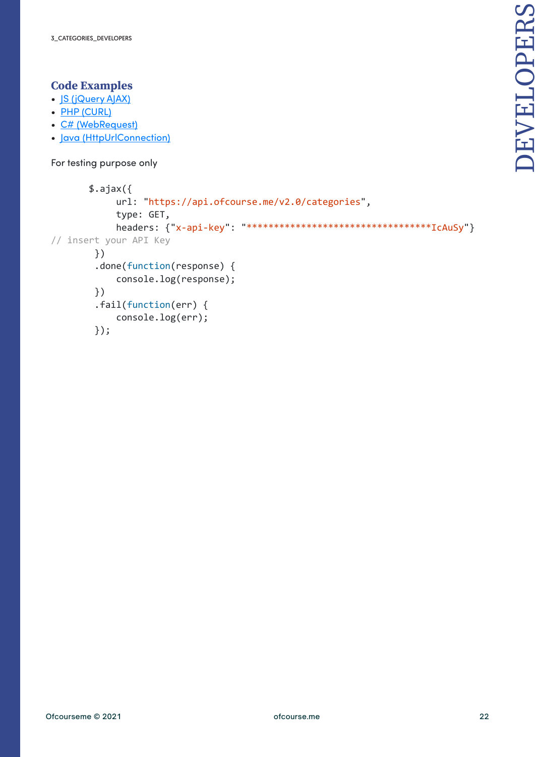## Code Examples

- JS (jQuery AJAX)
- PHP (CURL)
- C# (WebRequest)
- Java (HttpUrlConnection)

For testing purpose only

```
       $.ajax({
            url: "https://api.ofcourse.me/v2.0/categories",
            type: GET,
            headers: {"x-api-key": "**********************************IcAuSy"}
// insert your API Key
        })
        .done(function(response) {
            console.log(response);
        })
        .fail(function(err) {
            console.log(err);
        });
```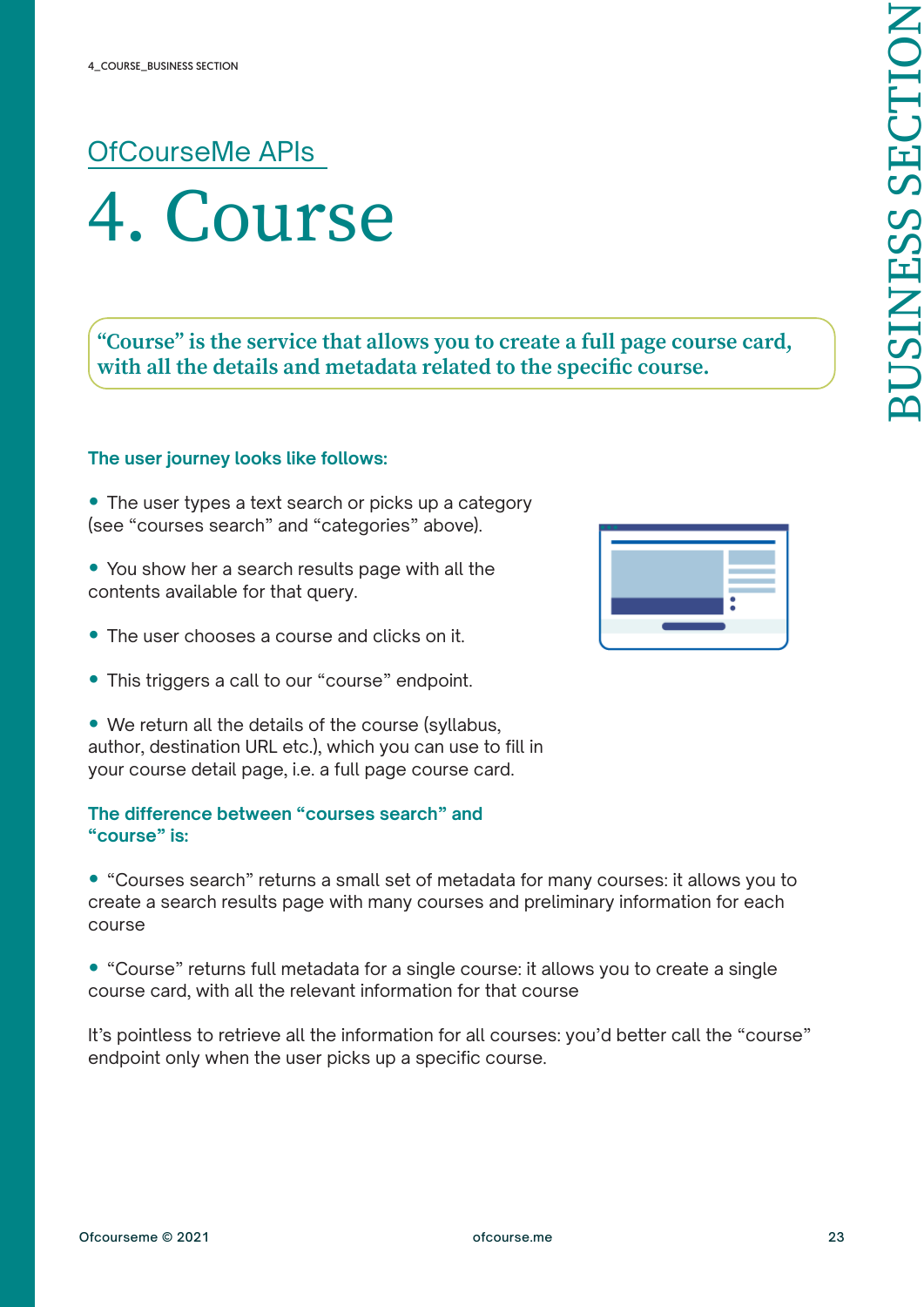## OfCourseMe APIs

# 4. Course

**"Course" is the service that allows you to create a full page course card, with all the details and metadata related to the specific course.**

### The user journey looks like follows:

- The user types a text search or picks up a category (see "courses search" and "categories" above).
- You show her a search results page with all the contents available for that query.
- The user chooses a course and clicks on it.
- This triggers a call to our "course" endpoint.
- We return all the details of the course (syllabus, author, destination URL etc.), which you can use to fill in your course detail page, i.e. a full page course card.

### The difference between "courses search" and "course" is:

- "Courses search" returns a small set of metadata for many courses: it allows you to create a search results page with many courses and preliminary information for each course
- "Course" returns full metadata for a single course: it allows you to create a single course card, with all the relevant information for that course

It's pointless to retrieve all the information for all courses: you'd better call the "course" endpoint only when the user picks up a specific course.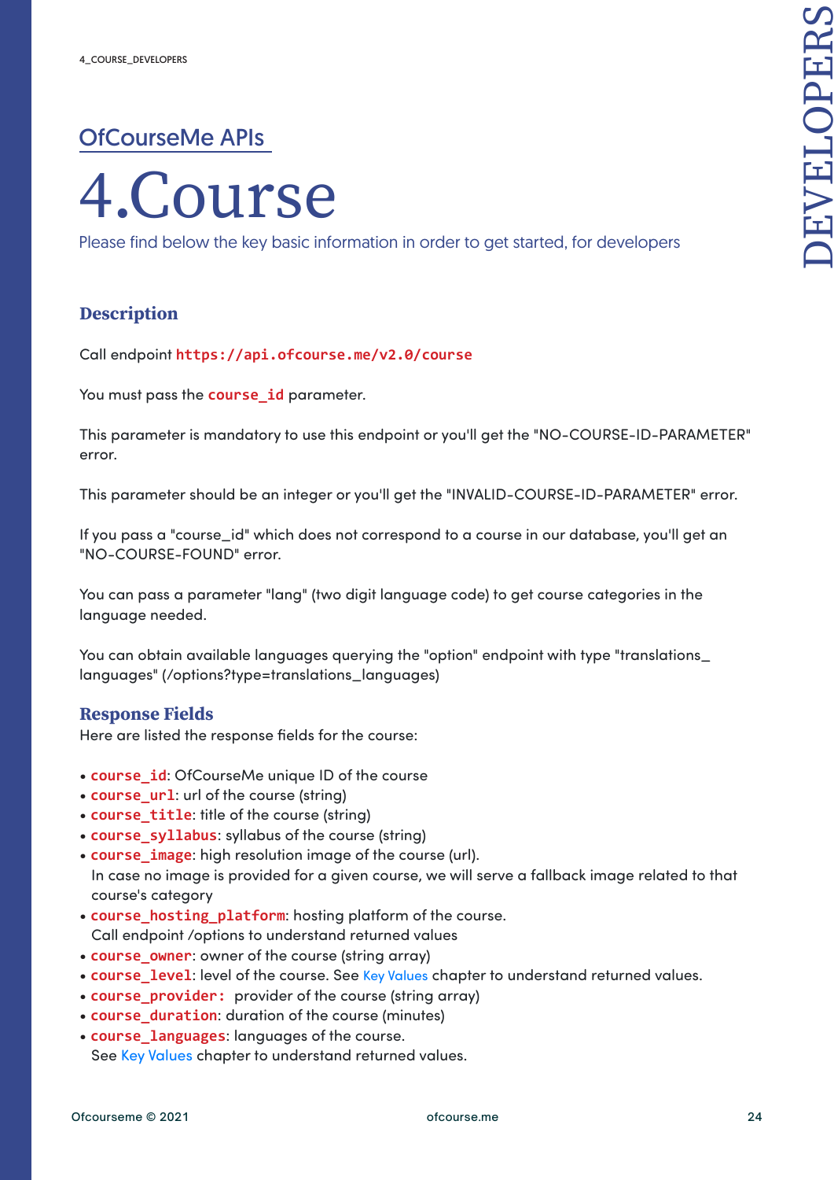## OfCourseMe APIs

# 4.Course

Please find below the key basic information in order to get started, for developers

### Description

Call endpoint `https://api.ofcourse.me/v2.0/course`

You must pass the `course_id` parameter.

This parameter is mandatory to use this endpoint or you'll get the "NO-COURSE-ID-PARAMETER" error.

This parameter should be an integer or you'll get the "INVALID-COURSE-ID-PARAMETER" error.

If you pass a "course_id" which does not correspond to a course in our database, you'll get an "NO-COURSE-FOUND" error.

You can pass a parameter "lang" (two digit language code) to get course categories in the language needed.

You can obtain available languages querying the "option" endpoint with type "translations_languages" (/options?type=translations_languages)

### Response Fields

Here are listed the response fields for the course:

- `course_id`: OfCourseMe unique ID of the course
- `course_url`: url of the course (string)
- `course_title`: title of the course (string)
- `course_syllabus`: syllabus of the course (string)
- `course_image`: high resolution image of the course (url).
  In case no image is provided for a given course, we will serve a fallback image related to that course's category
- `course_hosting_platform`: hosting platform of the course.
  Call endpoint /options to understand returned values
- `course_owner`: owner of the course (string array)
- `course_level`: level of the course. See Key Values chapter to understand returned values.
- `course_provider:` provider of the course (string array)
- `course_duration`: duration of the course (minutes)
- `course_languages`: languages of the course.
  See Key Values chapter to understand returned values.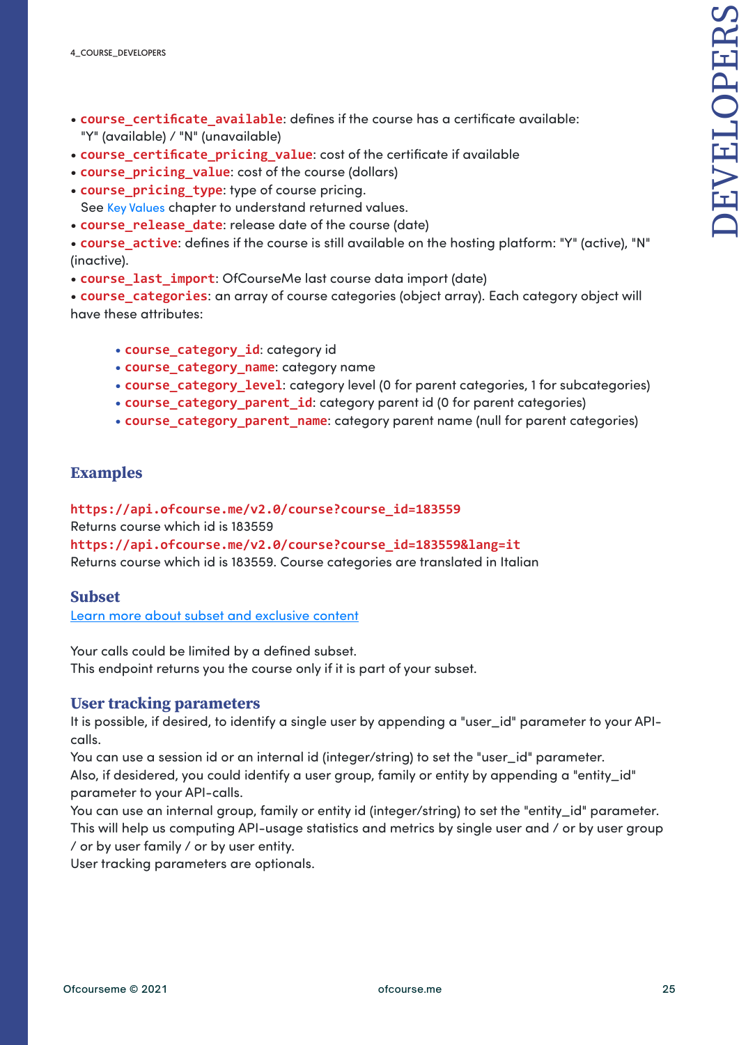- `course_certificate_available`: defines if the course has a certificate available: "Y" (available) / "N" (unavailable)
- `course_certificate_pricing_value`: cost of the certificate if available
- `course_pricing_value`: cost of the course (dollars)
- `course_pricing_type`: type of course pricing. See Key Values chapter to understand returned values.
- `course_release_date`: release date of the course (date)
- `course_active`: defines if the course is still available on the hosting platform: "Y" (active), "N" (inactive).
- `course_last_import`: OfCourseMe last course data import (date)
- `course_categories`: an array of course categories (object array). Each category object will have these attributes:
  - `course_category_id`: category id
  - `course_category_name`: category name
  - `course_category_level`: category level (0 for parent categories, 1 for subcategories)
  - `course_category_parent_id`: category parent id (0 for parent categories)
  - `course_category_parent_name`: category parent name (null for parent categories)

## Examples

`https://api.ofcourse.me/v2.0/course?course_id=183559`
Returns course which id is 183559
`https://api.ofcourse.me/v2.0/course?course_id=183559&lang=it`
Returns course which id is 183559. Course categories are translated in Italian

## Subset

[Learn more about subset and exclusive content]()

Your calls could be limited by a defined subset.
This endpoint returns you the course only if it is part of your subset.

## User tracking parameters

It is possible, if desired, to identify a single user by appending a "user_id" parameter to your API-calls.
You can use a session id or an internal id (integer/string) to set the "user_id" parameter.
Also, if desidered, you could identify a user group, family or entity by appending a "entity_id" parameter to your API-calls.
You can use an internal group, family or entity id (integer/string) to set the "entity_id" parameter.
This will help us computing API-usage statistics and metrics by single user and / or by user group / or by user family / or by user entity.
User tracking parameters are optionals.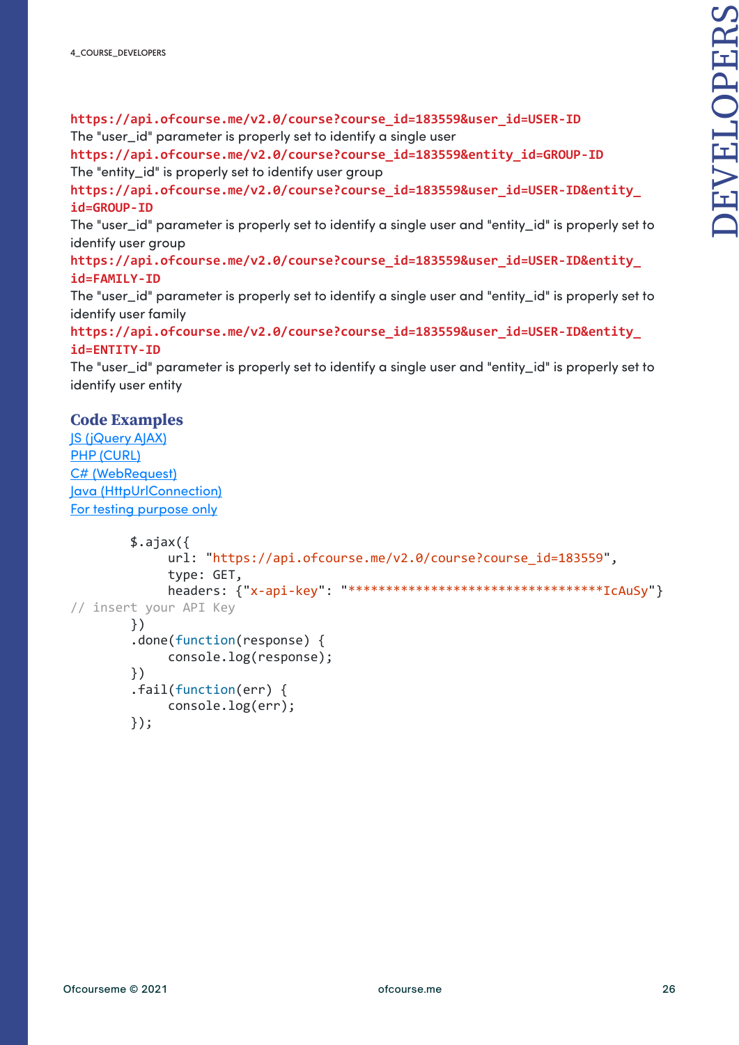**https://api.ofcourse.me/v2.0/course?course_id=183559&user_id=USER-ID**
The "user_id" parameter is properly set to identify a single user
**https://api.ofcourse.me/v2.0/course?course_id=183559&entity_id=GROUP-ID**
The "entity_id" is properly set to identify user group
**https://api.ofcourse.me/v2.0/course?course_id=183559&user_id=USER-ID&entity_id=GROUP-ID**
The "user_id" parameter is properly set to identify a single user and "entity_id" is properly set to identify user group
**https://api.ofcourse.me/v2.0/course?course_id=183559&user_id=USER-ID&entity_id=FAMILY-ID**
The "user_id" parameter is properly set to identify a single user and "entity_id" is properly set to identify user family
**https://api.ofcourse.me/v2.0/course?course_id=183559&user_id=USER-ID&entity_id=ENTITY-ID**
The "user_id" parameter is properly set to identify a single user and "entity_id" is properly set to identify user entity

## Code Examples

JS (jQuery AJAX)
PHP (CURL)
C# (WebRequest)
Java (HttpUrlConnection)
For testing purpose only

```
        $.ajax({
             url: "https://api.ofcourse.me/v2.0/course?course_id=183559",
             type: GET,
             headers: {"x-api-key": "**********************************IcAuSy"}
// insert your API Key
        })
        .done(function(response) {
             console.log(response);
        })
        .fail(function(err) {
             console.log(err);
        });
```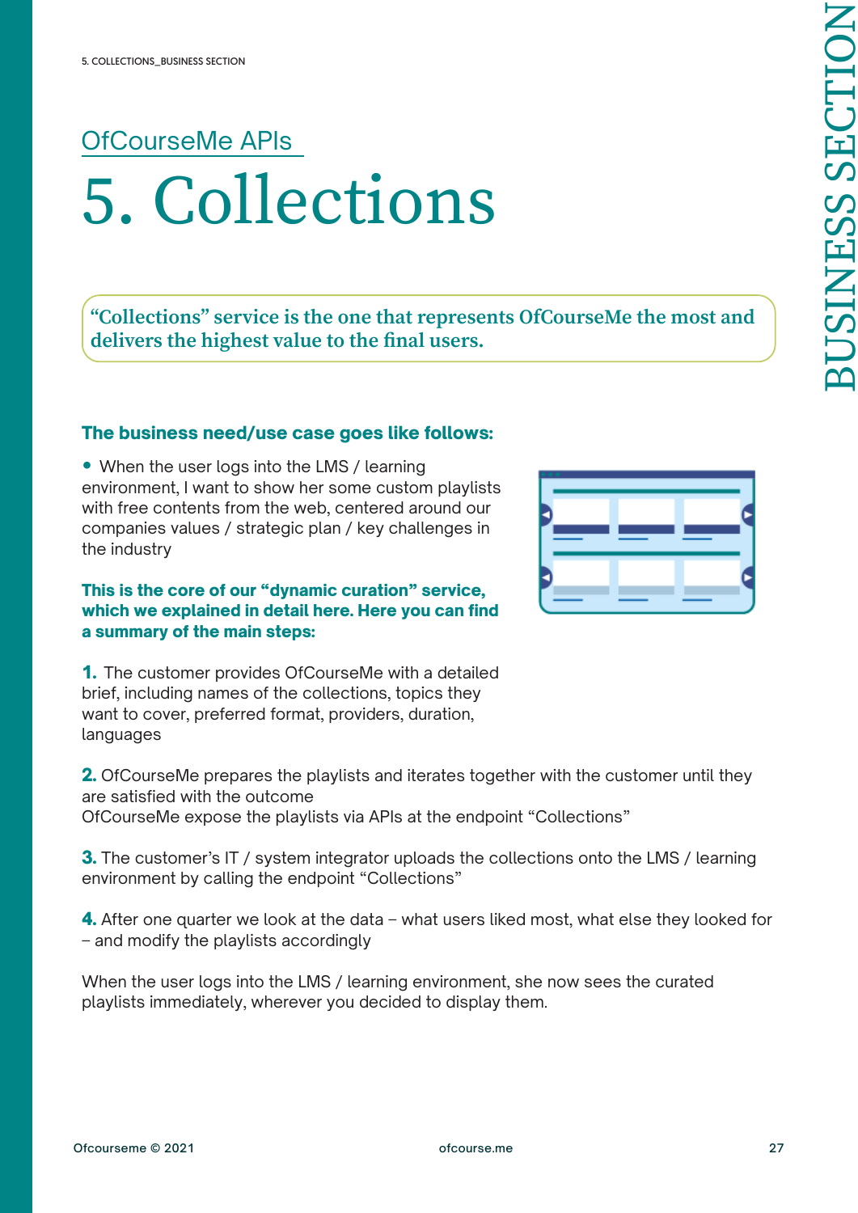## OfCourseMe APIs

# 5. Collections

**"Collections" service is the one that represents OfCourseMe the most and delivers the highest value to the final users.**

### The business need/use case goes like follows:

- When the user logs into the LMS / learning environment, I want to show her some custom playlists with free contents from the web, centered around our companies values / strategic plan / key challenges in the industry

**This is the core of our "dynamic curation" service, which we explained in detail here. Here you can find a summary of the main steps:**

**1.** The customer provides OfCourseMe with a detailed brief, including names of the collections, topics they want to cover, preferred format, providers, duration, languages

**2.** OfCourseMe prepares the playlists and iterates together with the customer until they are satisfied with the outcome
OfCourseMe expose the playlists via APIs at the endpoint "Collections"

**3.** The customer's IT / system integrator uploads the collections onto the LMS / learning environment by calling the endpoint "Collections"

**4.** After one quarter we look at the data – what users liked most, what else they looked for – and modify the playlists accordingly

When the user logs into the LMS / learning environment, she now sees the curated playlists immediately, wherever you decided to display them.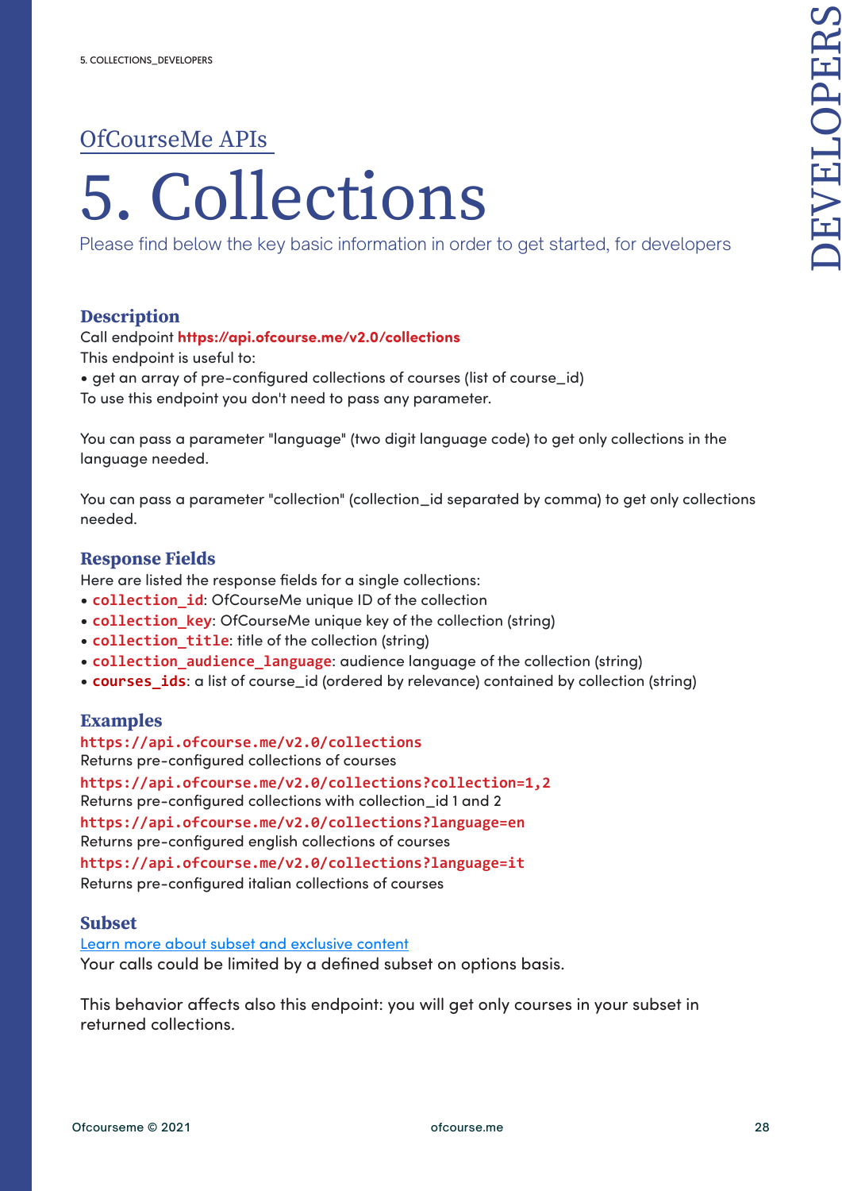OfCourseMe APIs

# 5. Collections

Please find below the key basic information in order to get started, for developers

### Description

Call endpoint **https://api.ofcourse.me/v2.0/collections**

This endpoint is useful to:

- get an array of pre-configured collections of courses (list of course_id)

To use this endpoint you don't need to pass any parameter.

You can pass a parameter "language" (two digit language code) to get only collections in the language needed.

You can pass a parameter "collection" (collection_id separated by comma) to get only collections needed.

### Response Fields

Here are listed the response fields for a single collections:

- `collection_id`: OfCourseMe unique ID of the collection
- `collection_key`: OfCourseMe unique key of the collection (string)
- `collection_title`: title of the collection (string)
- `collection_audience_language`: audience language of the collection (string)
- `courses_ids`: a list of course_id (ordered by relevance) contained by collection (string)

### Examples

`https://api.ofcourse.me/v2.0/collections`
Returns pre-configured collections of courses

`https://api.ofcourse.me/v2.0/collections?collection=1,2`
Returns pre-configured collections with collection_id 1 and 2

`https://api.ofcourse.me/v2.0/collections?language=en`
Returns pre-configured english collections of courses

`https://api.ofcourse.me/v2.0/collections?language=it`
Returns pre-configured italian collections of courses

### Subset

Learn more about subset and exclusive content

Your calls could be limited by a defined subset on options basis.

This behavior affects also this endpoint: you will get only courses in your subset in returned collections.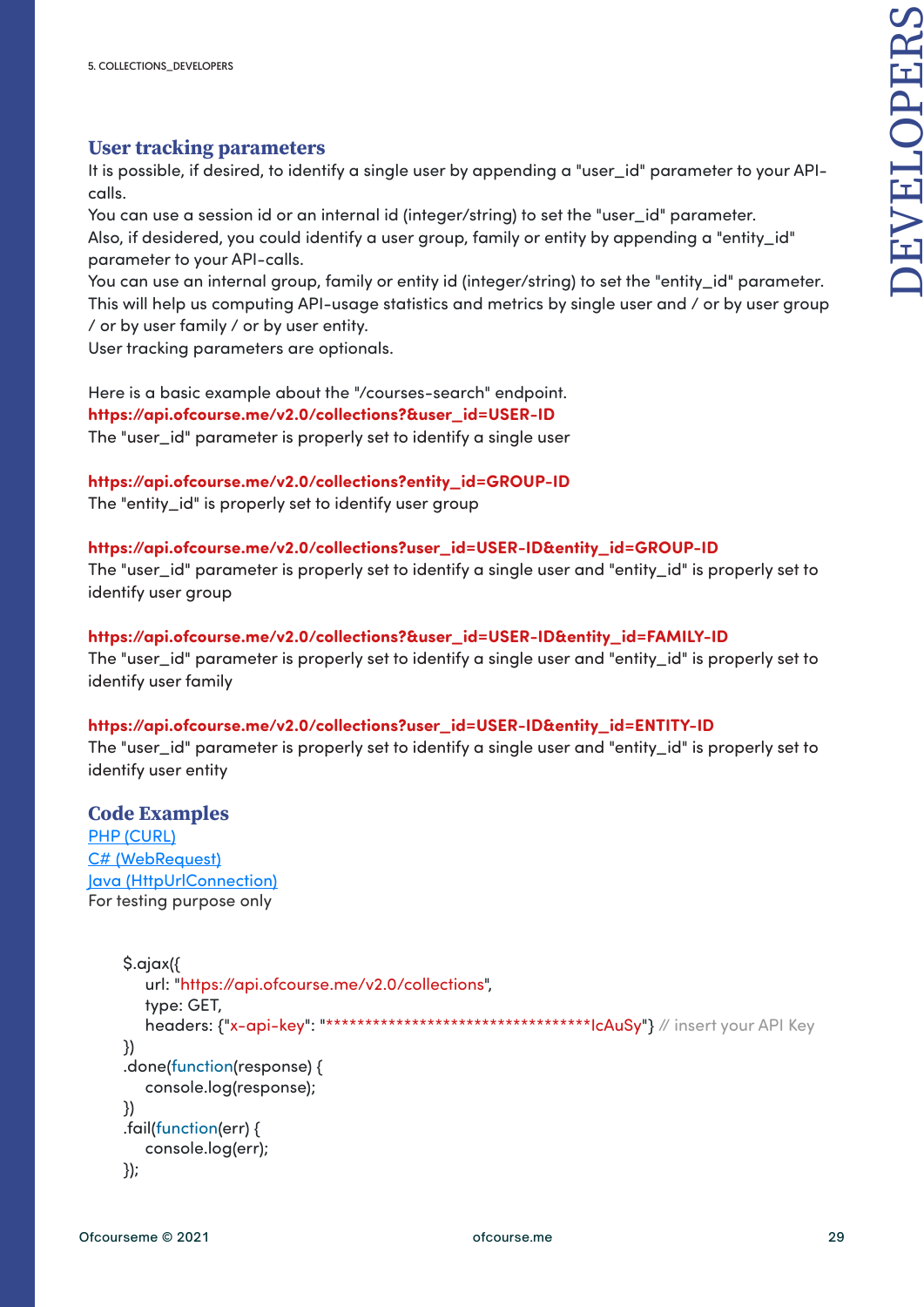## User tracking parameters

It is possible, if desired, to identify a single user by appending a "user_id" parameter to your API-calls.
You can use a session id or an internal id (integer/string) to set the "user_id" parameter.
Also, if desidered, you could identify a user group, family or entity by appending a "entity_id" parameter to your API-calls.
You can use an internal group, family or entity id (integer/string) to set the "entity_id" parameter.
This will help us computing API-usage statistics and metrics by single user and / or by user group / or by user family / or by user entity.
User tracking parameters are optionals.

Here is a basic example about the "/courses-search" endpoint.
**https://api.ofcourse.me/v2.0/collections?&user_id=USER-ID**
The "user_id" parameter is properly set to identify a single user

**https://api.ofcourse.me/v2.0/collections?entity_id=GROUP-ID**
The "entity_id" is properly set to identify user group

**https://api.ofcourse.me/v2.0/collections?user_id=USER-ID&entity_id=GROUP-ID**
The "user_id" parameter is properly set to identify a single user and "entity_id" is properly set to identify user group

**https://api.ofcourse.me/v2.0/collections?&user_id=USER-ID&entity_id=FAMILY-ID**
The "user_id" parameter is properly set to identify a single user and "entity_id" is properly set to identify user family

**https://api.ofcourse.me/v2.0/collections?user_id=USER-ID&entity_id=ENTITY-ID**
The "user_id" parameter is properly set to identify a single user and "entity_id" is properly set to identify user entity

## Code Examples

[PHP (CURL)]
[C# (WebRequest)]
[Java (HttpUrlConnection)]
For testing purpose only

```
$.ajax({
    url: "https://api.ofcourse.me/v2.0/collections",
    type: GET,
    headers: {"x-api-key": "**********************************IcAuSy"} // insert your API Key
})
.done(function(response) {
    console.log(response);
})
.fail(function(err) {
    console.log(err);
});
```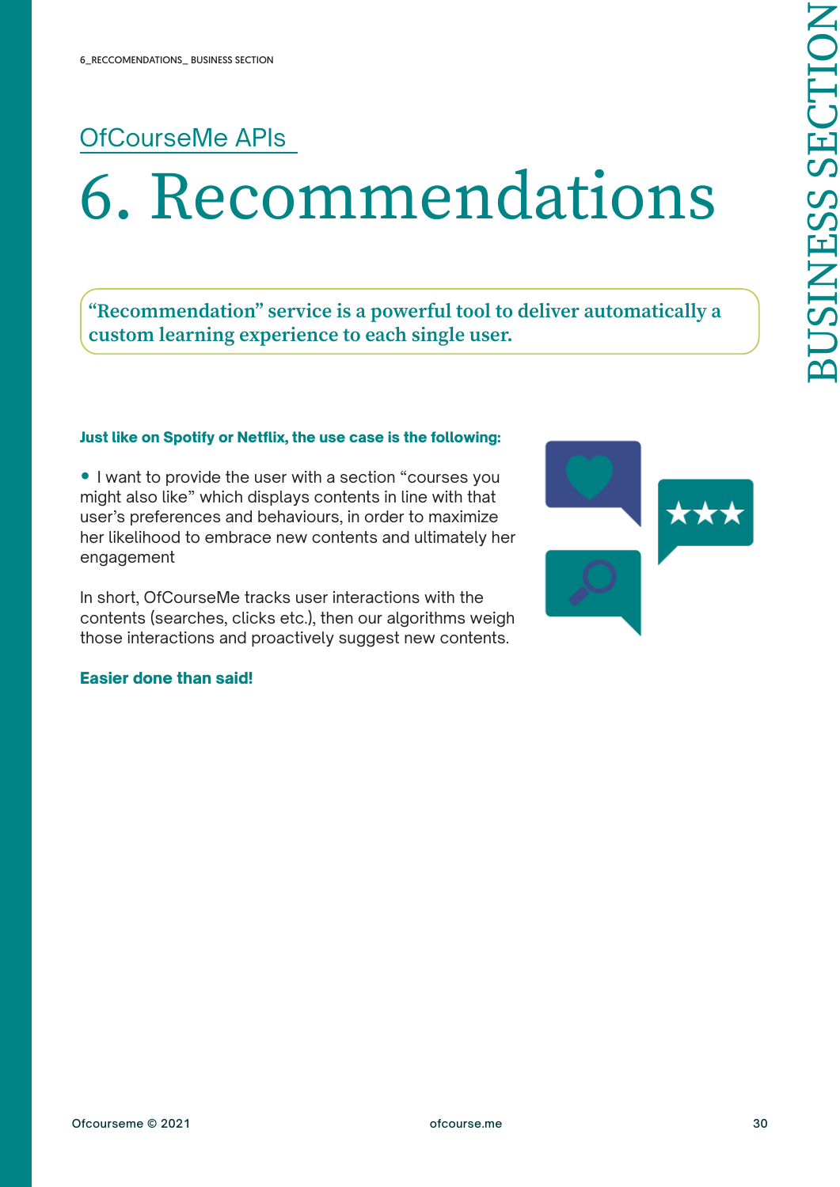OfCourseMe APIs

# 6. Recommendations

**"Recommendation" service is a powerful tool to deliver automatically a custom learning experience to each single user.**

**Just like on Spotify or Netflix, the use case is the following:**

- I want to provide the user with a section "courses you might also like" which displays contents in line with that user's preferences and behaviours, in order to maximize her likelihood to embrace new contents and ultimately her engagement

In short, OfCourseMe tracks user interactions with the contents (searches, clicks etc.), then our algorithms weigh those interactions and proactively suggest new contents.

**Easier done than said!**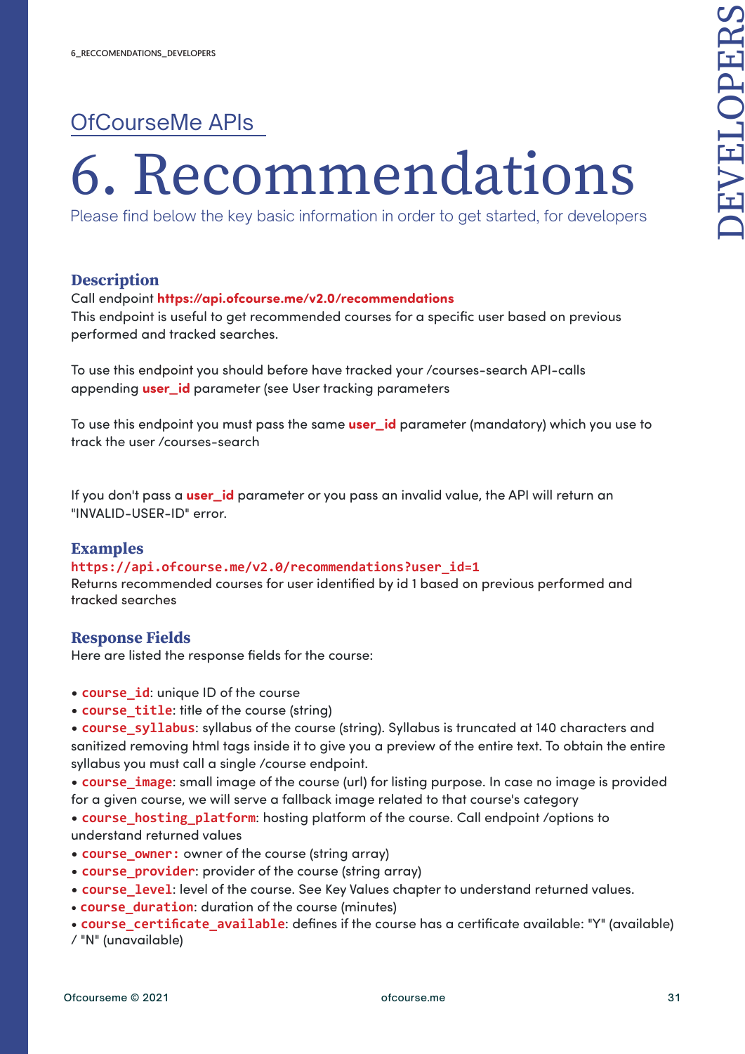OfCourseMe APIs

# 6. Recommendations

Please find below the key basic information in order to get started, for developers

### Description

Call endpoint **https://api.ofcourse.me/v2.0/recommendations**
This endpoint is useful to get recommended courses for a specific user based on previous performed and tracked searches.

To use this endpoint you should before have tracked your /courses-search API-calls appending **user_id** parameter (see User tracking parameters

To use this endpoint you must pass the same **user_id** parameter (mandatory) which you use to track the user /courses-search

If you don't pass a **user_id** parameter or you pass an invalid value, the API will return an "INVALID-USER-ID" error.

### Examples

`https://api.ofcourse.me/v2.0/recommendations?user_id=1`
Returns recommended courses for user identified by id 1 based on previous performed and tracked searches

### Response Fields

Here are listed the response fields for the course:

- `course_id`: unique ID of the course
- `course_title`: title of the course (string)
- `course_syllabus`: syllabus of the course (string). Syllabus is truncated at 140 characters and sanitized removing html tags inside it to give you a preview of the entire text. To obtain the entire syllabus you must call a single /course endpoint.
- `course_image`: small image of the course (url) for listing purpose. In case no image is provided for a given course, we will serve a fallback image related to that course's category
- `course_hosting_platform`: hosting platform of the course. Call endpoint /options to understand returned values
- `course_owner:` owner of the course (string array)
- `course_provider`: provider of the course (string array)
- `course_level`: level of the course. See Key Values chapter to understand returned values.
- `course_duration`: duration of the course (minutes)
- `course_certificate_available`: defines if the course has a certificate available: "Y" (available) / "N" (unavailable)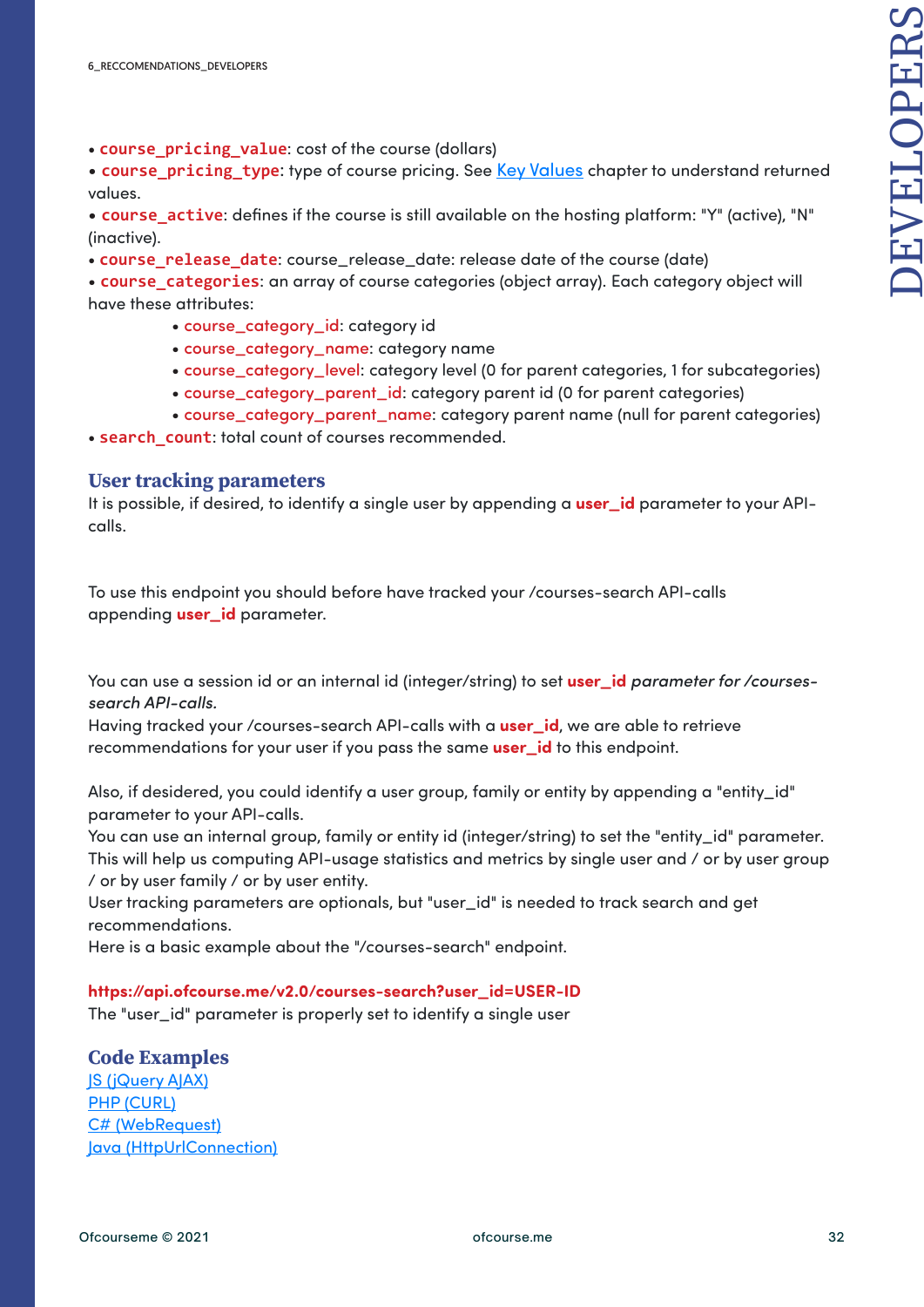- `course_pricing_value`: cost of the course (dollars)
- `course_pricing_type`: type of course pricing. See [Key Values] chapter to understand returned values.
- `course_active`: defines if the course is still available on the hosting platform: "Y" (active), "N" (inactive).
- `course_release_date`: course_release_date: release date of the course (date)
- `course_categories`: an array of course categories (object array). Each category object will have these attributes:
    - `course_category_id`: category id
    - `course_category_name`: category name
    - `course_category_level`: category level (0 for parent categories, 1 for subcategories)
    - `course_category_parent_id`: category parent id (0 for parent categories)
    - `course_category_parent_name`: category parent name (null for parent categories)
- `search_count`: total count of courses recommended.

## User tracking parameters

It is possible, if desired, to identify a single user by appending a **user_id** parameter to your API-calls.

To use this endpoint you should before have tracked your /courses-search API-calls appending **user_id** parameter.

You can use a session id or an internal id (integer/string) to set **user_id** *parameter for /courses-search API-calls.*
Having tracked your /courses-search API-calls with a **user_id**, we are able to retrieve recommendations for your user if you pass the same **user_id** to this endpoint.

Also, if desidered, you could identify a user group, family or entity by appending a "entity_id" parameter to your API-calls.
You can use an internal group, family or entity id (integer/string) to set the "entity_id" parameter. This will help us computing API-usage statistics and metrics by single user and / or by user group / or by user family / or by user entity.
User tracking parameters are optionals, but "user_id" is needed to track search and get recommendations.
Here is a basic example about the "/courses-search" endpoint.

**https://api.ofcourse.me/v2.0/courses-search?user_id=USER-ID**
The "user_id" parameter is properly set to identify a single user

## Code Examples

[JS (jQuery AJAX)]
[PHP (CURL)]
[C# (WebRequest)]
[Java (HttpUrlConnection)]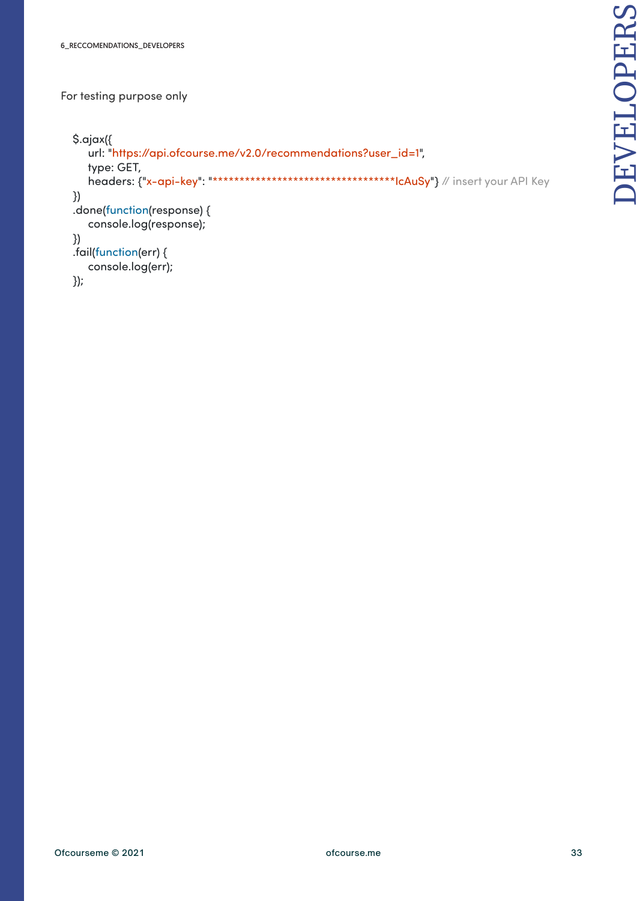For testing purpose only

```
$.ajax({
    url: "https://api.ofcourse.me/v2.0/recommendations?user_id=1",
    type: GET,
    headers: {"x-api-key": "***********************************IcAuSy"} // insert your API Key
})
.done(function(response) {
    console.log(response);
})
.fail(function(err) {
    console.log(err);
});
```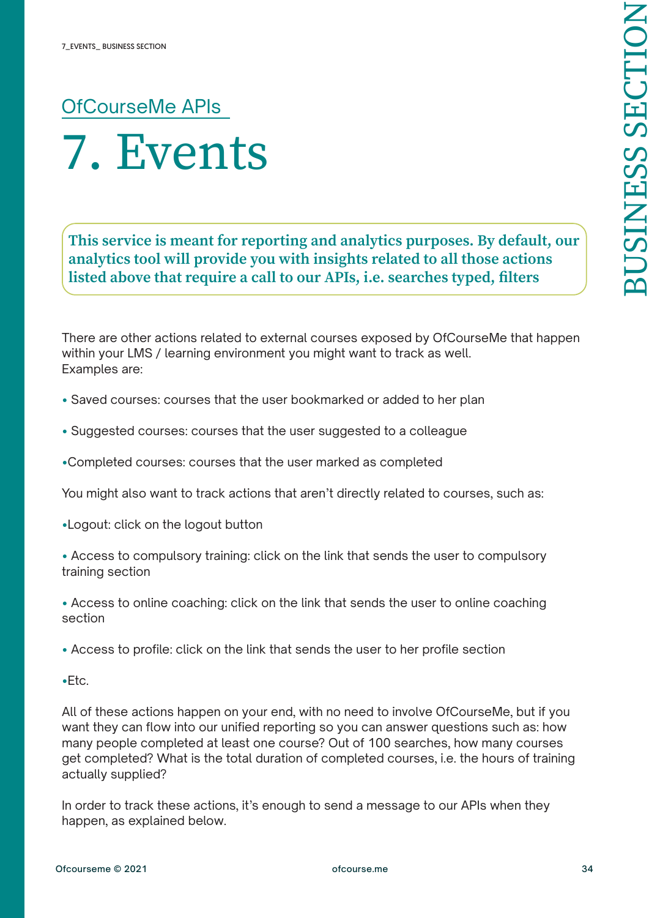OfCourseMe APIs

# 7. Events

**This service is meant for reporting and analytics purposes. By default, our analytics tool will provide you with insights related to all those actions listed above that require a call to our APIs, i.e. searches typed, filters**

There are other actions related to external courses exposed by OfCourseMe that happen within your LMS / learning environment you might want to track as well.
Examples are:

- Saved courses: courses that the user bookmarked or added to her plan
- Suggested courses: courses that the user suggested to a colleague
- Completed courses: courses that the user marked as completed

You might also want to track actions that aren't directly related to courses, such as:

- Logout: click on the logout button
- Access to compulsory training: click on the link that sends the user to compulsory training section
- Access to online coaching: click on the link that sends the user to online coaching section
- Access to profile: click on the link that sends the user to her profile section
- Etc.

All of these actions happen on your end, with no need to involve OfCourseMe, but if you want they can flow into our unified reporting so you can answer questions such as: how many people completed at least one course? Out of 100 searches, how many courses get completed? What is the total duration of completed courses, i.e. the hours of training actually supplied?

In order to track these actions, it's enough to send a message to our APIs when they happen, as explained below.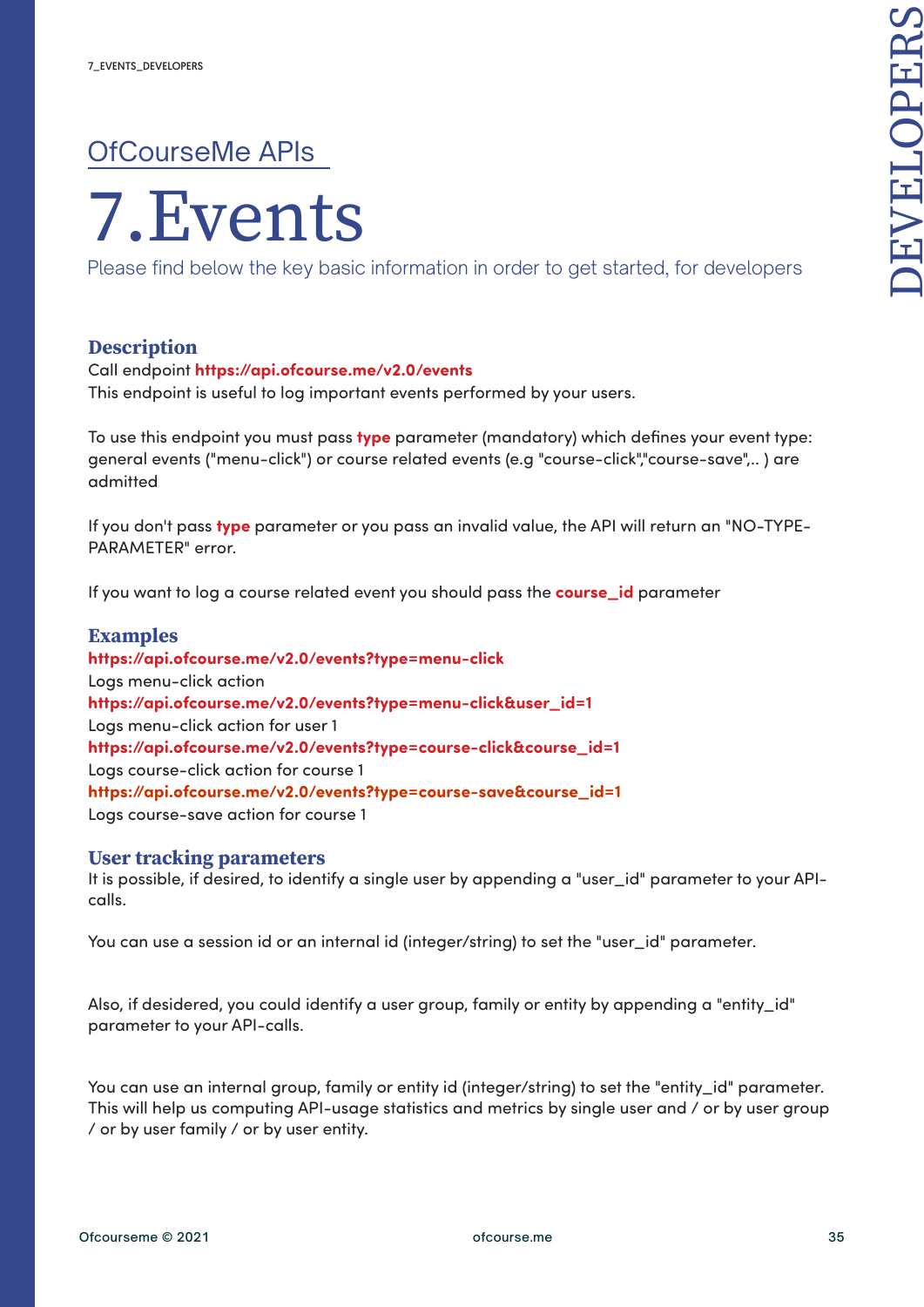OfCourseMe APIs

# 7.Events

Please find below the key basic information in order to get started, for developers

### Description

Call endpoint **https://api.ofcourse.me/v2.0/events**
This endpoint is useful to log important events performed by your users.

To use this endpoint you must pass **type** parameter (mandatory) which defines your event type: general events ("menu-click") or course related events (e.g "course-click","course-save",.. ) are admitted

If you don't pass **type** parameter or you pass an invalid value, the API will return an "NO-TYPE-PARAMETER" error.

If you want to log a course related event you should pass the **course_id** parameter

### Examples

**https://api.ofcourse.me/v2.0/events?type=menu-click**
Logs menu-click action
**https://api.ofcourse.me/v2.0/events?type=menu-click&user_id=1**
Logs menu-click action for user 1
**https://api.ofcourse.me/v2.0/events?type=course-click&course_id=1**
Logs course-click action for course 1
**https://api.ofcourse.me/v2.0/events?type=course-save&course_id=1**
Logs course-save action for course 1

### User tracking parameters

It is possible, if desired, to identify a single user by appending a "user_id" parameter to your API-calls.

You can use a session id or an internal id (integer/string) to set the "user_id" parameter.

Also, if desidered, you could identify a user group, family or entity by appending a "entity_id" parameter to your API-calls.

You can use an internal group, family or entity id (integer/string) to set the "entity_id" parameter. This will help us computing API-usage statistics and metrics by single user and / or by user group / or by user family / or by user entity.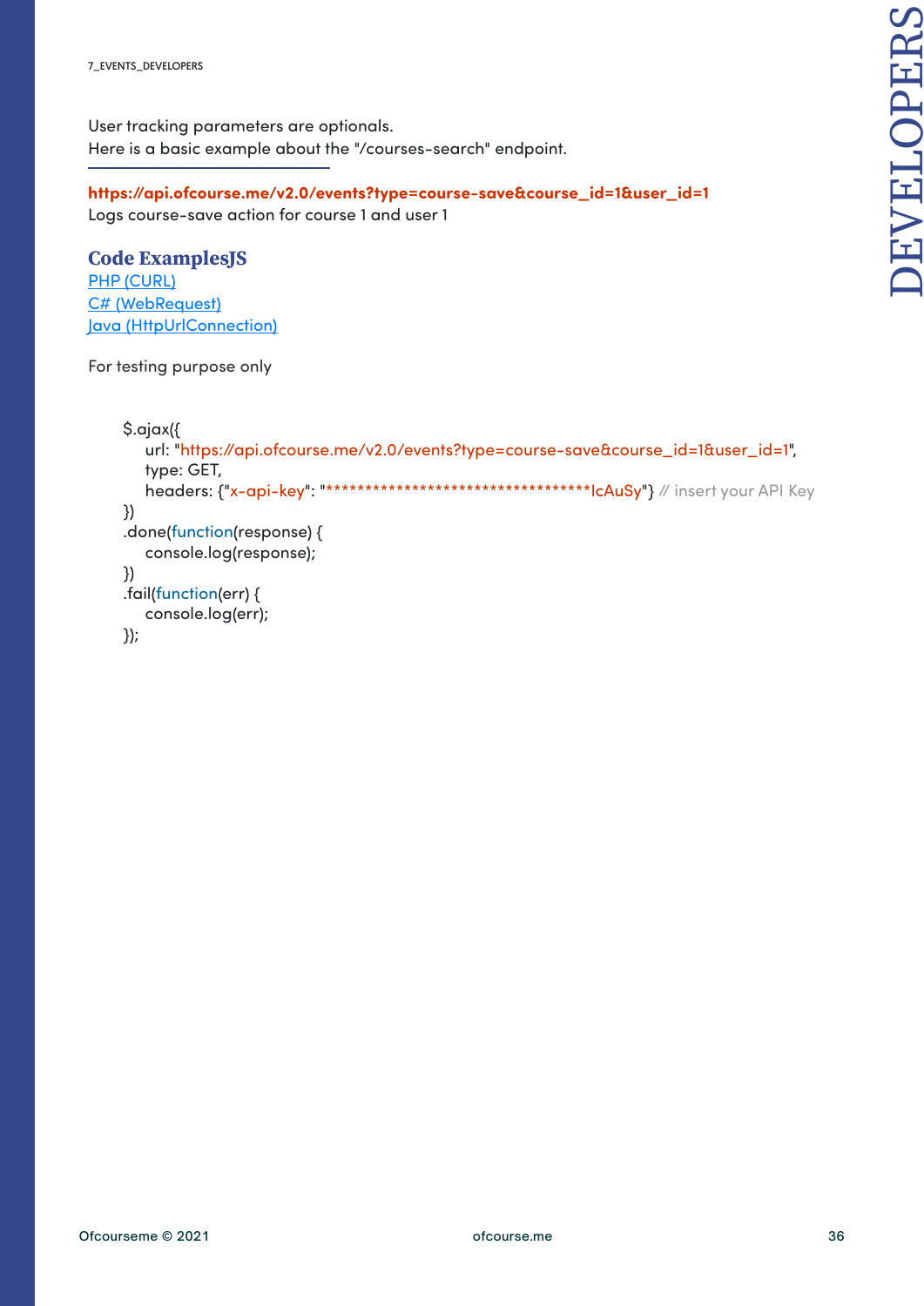User tracking parameters are optionals.
Here is a basic example about the "/courses-search" endpoint.

**https://api.ofcourse.me/v2.0/events?type=course-save&course_id=1&user_id=1**
Logs course-save action for course 1 and user 1

### Code ExamplesJS

[PHP (CURL)]()
[C# (WebRequest)]()
[Java (HttpUrlConnection)]()

For testing purpose only

```
$.ajax({
    url: "https://api.ofcourse.me/v2.0/events?type=course-save&course_id=1&user_id=1",
    type: GET,
    headers: {"x-api-key": "*********************************IcAuSy"} // insert your API Key
})
.done(function(response) {
    console.log(response);
})
.fail(function(err) {
    console.log(err);
});
```